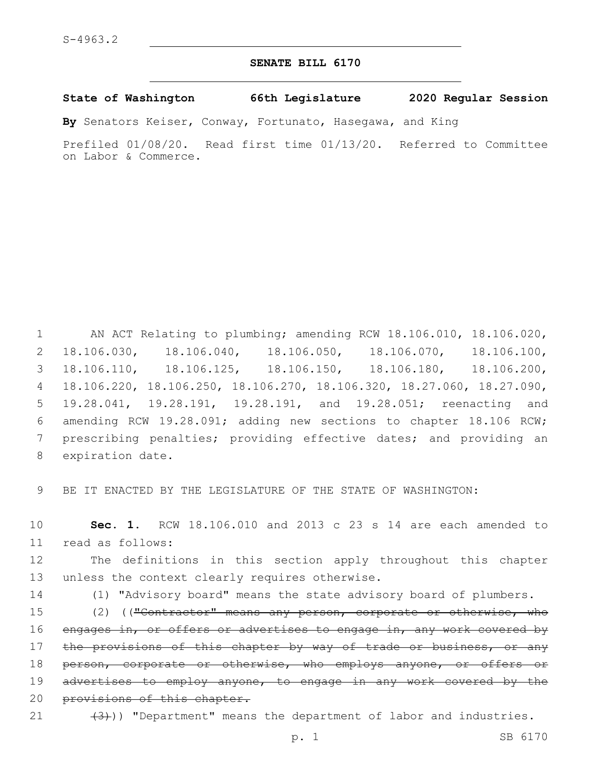S-4963.2

# SENATE BILL 6170

**State of Washington 66th Legislature 2020 Regular Session**

**By** Senators Keiser, Conway, Fortunato, Hasegawa, and King

Prefiled 01/08/20. Read first time 01/13/20. Referred to Committee on Labor & Commerce.

AN ACT Relating to plumbing; amending RCW 18.106.010, 18.106.020, 18.106.030, 18.106.040, 18.106.050, 18.106.070, 18.106.100, 18.106.110, 18.106.125, 18.106.150, 18.106.180, 18.106.200, 18.106.220, 18.106.250, 18.106.270, 18.106.320, 18.27.060, 18.27.090, 19.28.041, 19.28.191, 19.28.191, and 19.28.051; reenacting and amending RCW 19.28.091; adding new sections to chapter 18.106 RCW; prescribing penalties; providing effective dates; and providing an expiration date.

BE IT ENACTED BY THE LEGISLATURE OF THE STATE OF WASHINGTON:

**Sec. 1.** RCW 18.106.010 and 2013 c 23 s 14 are each amended to read as follows:

The definitions in this section apply throughout this chapter unless the context clearly requires otherwise.

(1) "Advisory board" means the state advisory board of plumbers.

(2) ((~~"Contractor" means any person, corporate or otherwise, who engages in, or offers or advertises to engage in, any work covered by the provisions of this chapter by way of trade or business, or any person, corporate or otherwise, who employs anyone, or offers or advertises to employ anyone, to engage in any work covered by the provisions of this chapter.~~

~~(3)~~)) "Department" means the department of labor and industries.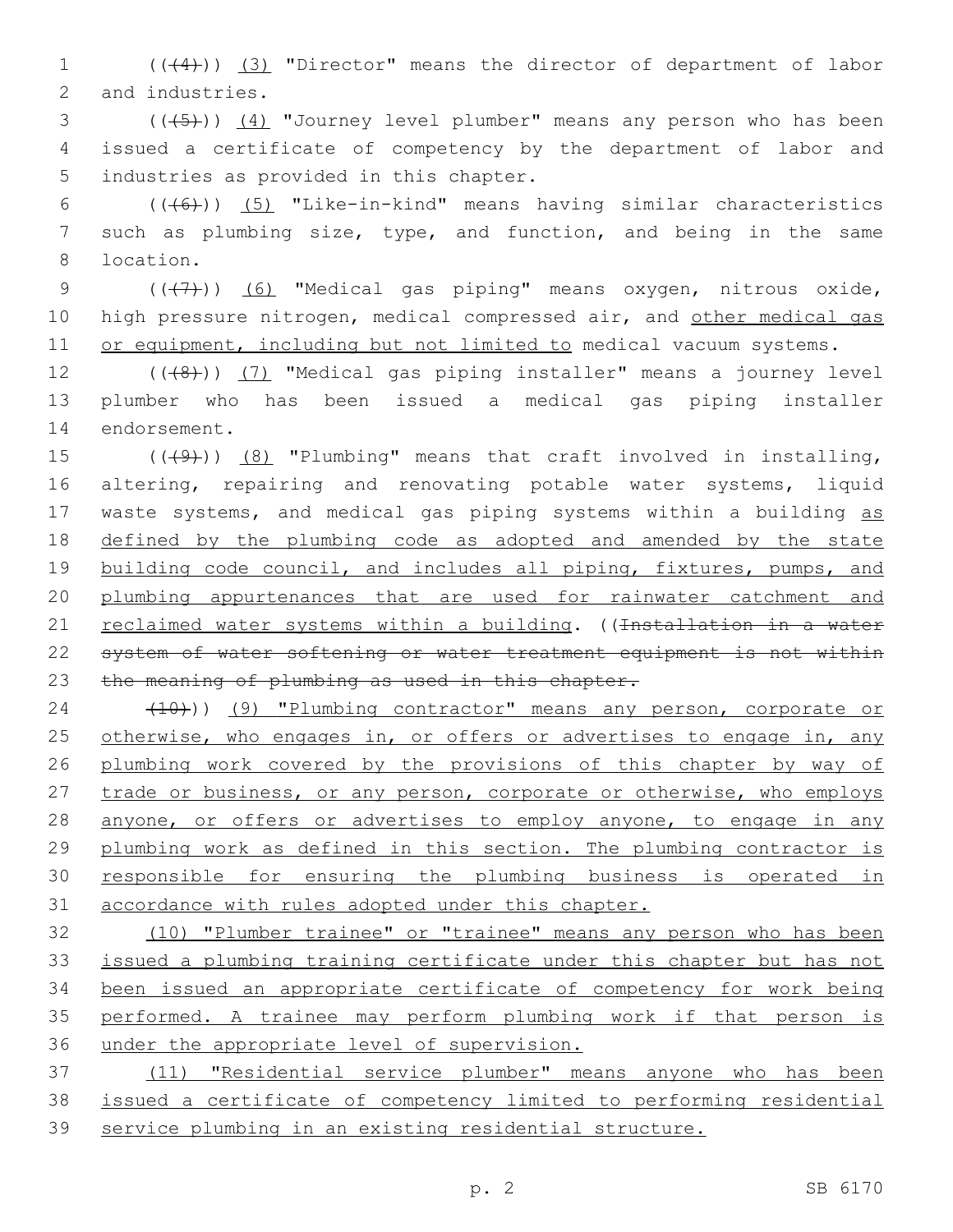(((4))) (3) "Director" means the director of department of labor and industries.

(((5))) (4) "Journey level plumber" means any person who has been issued a certificate of competency by the department of labor and industries as provided in this chapter.

(((6))) (5) "Like-in-kind" means having similar characteristics such as plumbing size, type, and function, and being in the same location.

(((7))) (6) "Medical gas piping" means oxygen, nitrous oxide, high pressure nitrogen, medical compressed air, and other medical gas or equipment, including but not limited to medical vacuum systems.

(((8))) (7) "Medical gas piping installer" means a journey level plumber who has been issued a medical gas piping installer endorsement.

(((9))) (8) "Plumbing" means that craft involved in installing, altering, repairing and renovating potable water systems, liquid waste systems, and medical gas piping systems within a building as defined by the plumbing code as adopted and amended by the state building code council, and includes all piping, fixtures, pumps, and plumbing appurtenances that are used for rainwater catchment and reclaimed water systems within a building. ((~~Installation in a water system of water softening or water treatment equipment is not within the meaning of plumbing as used in this chapter.~~

~~(10)~~)) (9) "Plumbing contractor" means any person, corporate or otherwise, who engages in, or offers or advertises to engage in, any plumbing work covered by the provisions of this chapter by way of trade or business, or any person, corporate or otherwise, who employs anyone, or offers or advertises to employ anyone, to engage in any plumbing work as defined in this section. The plumbing contractor is responsible for ensuring the plumbing business is operated in accordance with rules adopted under this chapter.

(10) "Plumber trainee" or "trainee" means any person who has been issued a plumbing training certificate under this chapter but has not been issued an appropriate certificate of competency for work being performed. A trainee may perform plumbing work if that person is under the appropriate level of supervision.

(11) "Residential service plumber" means anyone who has been issued a certificate of competency limited to performing residential service plumbing in an existing residential structure.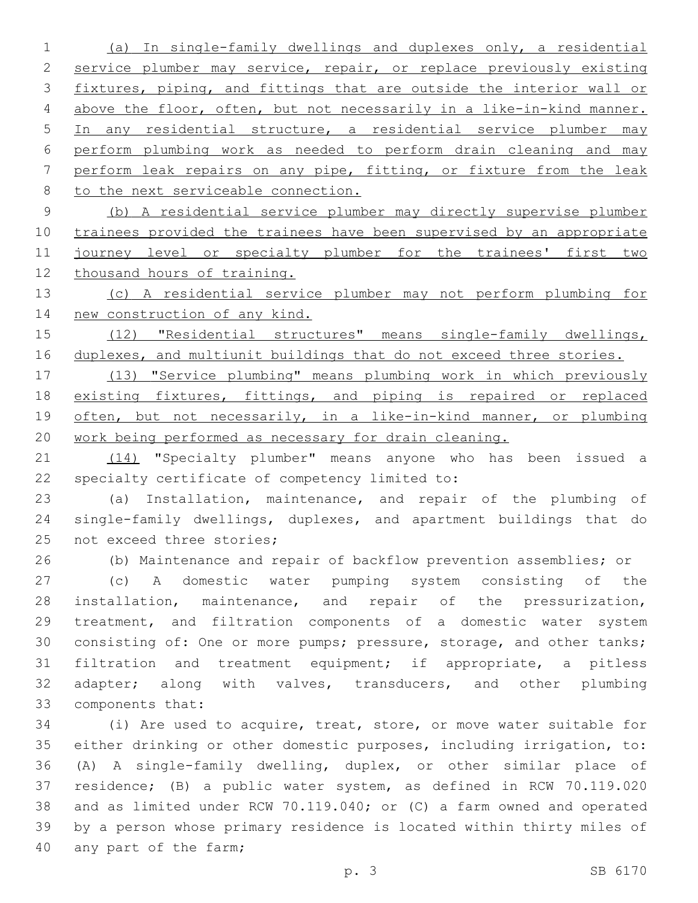(a) In single-family dwellings and duplexes only, a residential service plumber may service, repair, or replace previously existing fixtures, piping, and fittings that are outside the interior wall or above the floor, often, but not necessarily in a like-in-kind manner. In any residential structure, a residential service plumber may perform plumbing work as needed to perform drain cleaning and may perform leak repairs on any pipe, fitting, or fixture from the leak to the next serviceable connection.

(b) A residential service plumber may directly supervise plumber trainees provided the trainees have been supervised by an appropriate journey level or specialty plumber for the trainees' first two thousand hours of training.

(c) A residential service plumber may not perform plumbing for new construction of any kind.

(12) "Residential structures" means single-family dwellings, duplexes, and multiunit buildings that do not exceed three stories.

(13) "Service plumbing" means plumbing work in which previously existing fixtures, fittings, and piping is repaired or replaced often, but not necessarily, in a like-in-kind manner, or plumbing work being performed as necessary for drain cleaning.

(14) "Specialty plumber" means anyone who has been issued a specialty certificate of competency limited to:

(a) Installation, maintenance, and repair of the plumbing of single-family dwellings, duplexes, and apartment buildings that do not exceed three stories;

(b) Maintenance and repair of backflow prevention assemblies; or

(c) A domestic water pumping system consisting of the installation, maintenance, and repair of the pressurization, treatment, and filtration components of a domestic water system consisting of: One or more pumps; pressure, storage, and other tanks; filtration and treatment equipment; if appropriate, a pitless adapter; along with valves, transducers, and other plumbing components that:

(i) Are used to acquire, treat, store, or move water suitable for either drinking or other domestic purposes, including irrigation, to: (A) A single-family dwelling, duplex, or other similar place of residence; (B) a public water system, as defined in RCW 70.119.020 and as limited under RCW 70.119.040; or (C) a farm owned and operated by a person whose primary residence is located within thirty miles of any part of the farm;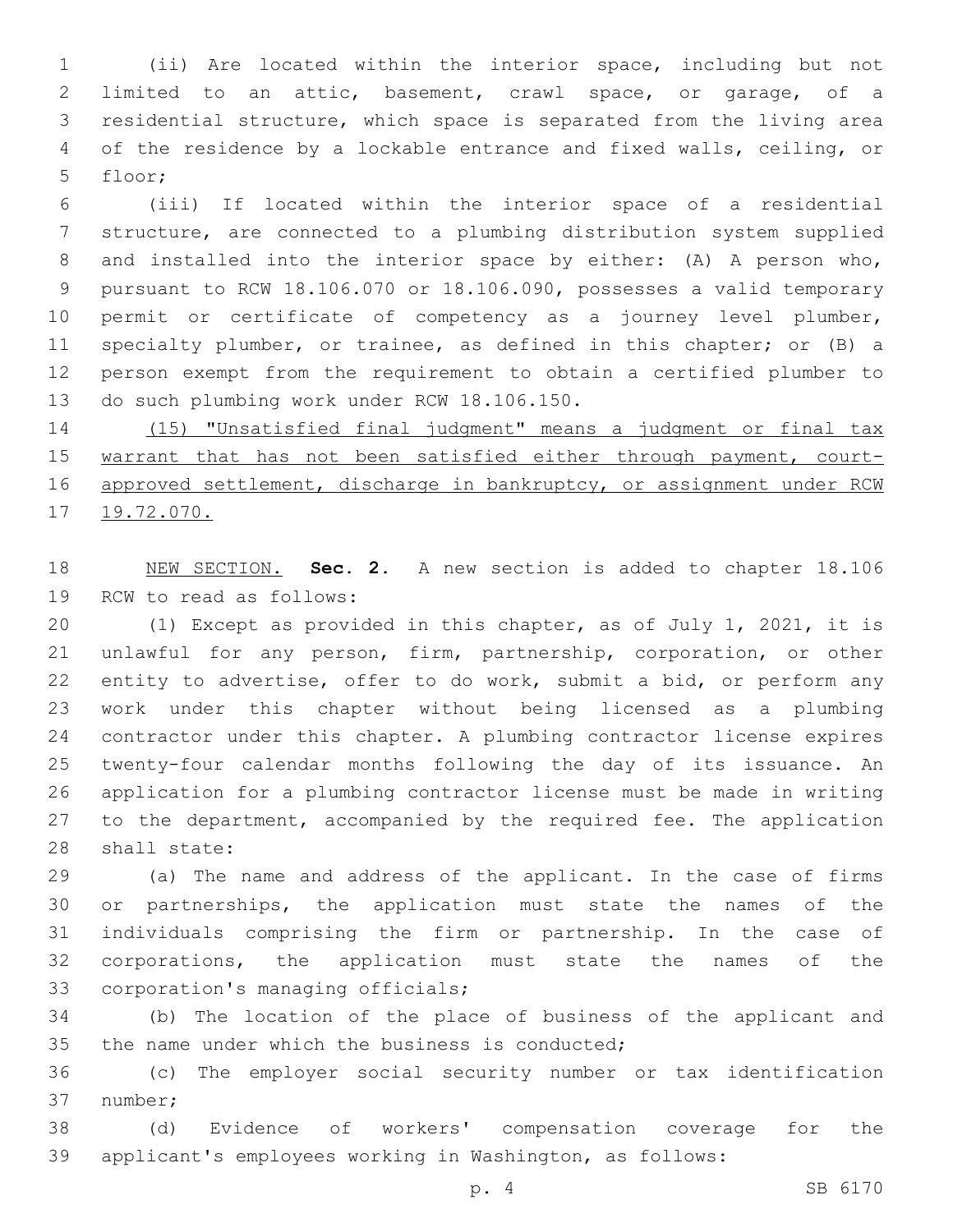(ii) Are located within the interior space, including but not limited to an attic, basement, crawl space, or garage, of a residential structure, which space is separated from the living area of the residence by a lockable entrance and fixed walls, ceiling, or floor;

(iii) If located within the interior space of a residential structure, are connected to a plumbing distribution system supplied and installed into the interior space by either: (A) A person who, pursuant to RCW 18.106.070 or 18.106.090, possesses a valid temporary permit or certificate of competency as a journey level plumber, specialty plumber, or trainee, as defined in this chapter; or (B) a person exempt from the requirement to obtain a certified plumber to do such plumbing work under RCW 18.106.150.

<u>(15) "Unsatisfied final judgment" means a judgment or final tax warrant that has not been satisfied either through payment, court-approved settlement, discharge in bankruptcy, or assignment under RCW 19.72.070.</u>

<u>NEW SECTION.</u> **Sec. 2.** A new section is added to chapter 18.106 RCW to read as follows:

(1) Except as provided in this chapter, as of July 1, 2021, it is unlawful for any person, firm, partnership, corporation, or other entity to advertise, offer to do work, submit a bid, or perform any work under this chapter without being licensed as a plumbing contractor under this chapter. A plumbing contractor license expires twenty-four calendar months following the day of its issuance. An application for a plumbing contractor license must be made in writing to the department, accompanied by the required fee. The application shall state:

(a) The name and address of the applicant. In the case of firms or partnerships, the application must state the names of the individuals comprising the firm or partnership. In the case of corporations, the application must state the names of the corporation's managing officials;

(b) The location of the place of business of the applicant and the name under which the business is conducted;

(c) The employer social security number or tax identification number;

(d) Evidence of workers' compensation coverage for the applicant's employees working in Washington, as follows: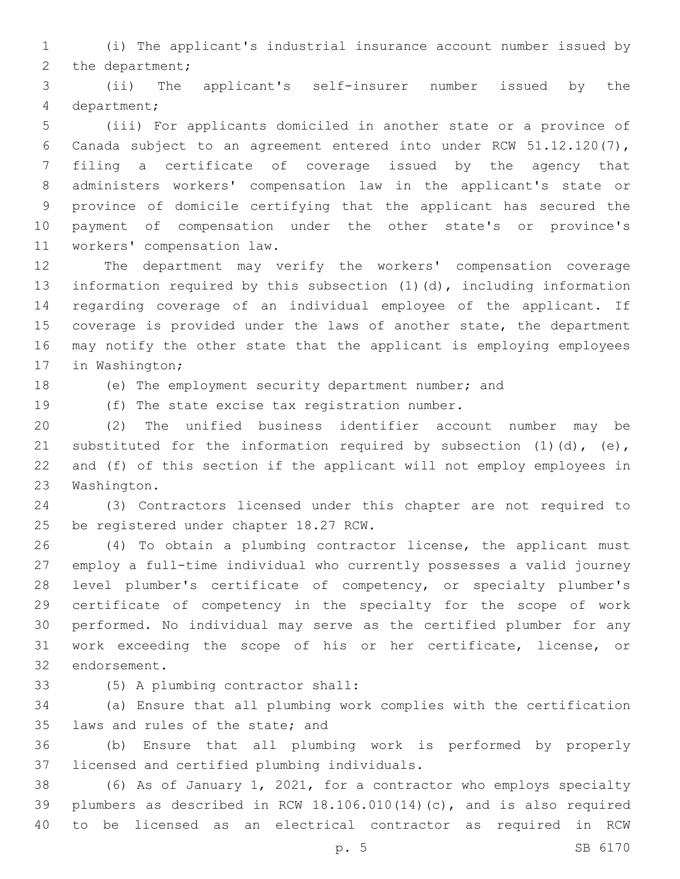(i) The applicant's industrial insurance account number issued by the department;

(ii) The applicant's self-insurer number issued by the department;

(iii) For applicants domiciled in another state or a province of Canada subject to an agreement entered into under RCW 51.12.120(7), filing a certificate of coverage issued by the agency that administers workers' compensation law in the applicant's state or province of domicile certifying that the applicant has secured the payment of compensation under the other state's or province's workers' compensation law.

The department may verify the workers' compensation coverage information required by this subsection (1)(d), including information regarding coverage of an individual employee of the applicant. If coverage is provided under the laws of another state, the department may notify the other state that the applicant is employing employees in Washington;

(e) The employment security department number; and

(f) The state excise tax registration number.

(2) The unified business identifier account number may be substituted for the information required by subsection (1)(d), (e), and (f) of this section if the applicant will not employ employees in Washington.

(3) Contractors licensed under this chapter are not required to be registered under chapter 18.27 RCW.

(4) To obtain a plumbing contractor license, the applicant must employ a full-time individual who currently possesses a valid journey level plumber's certificate of competency, or specialty plumber's certificate of competency in the specialty for the scope of work performed. No individual may serve as the certified plumber for any work exceeding the scope of his or her certificate, license, or endorsement.

(5) A plumbing contractor shall:

(a) Ensure that all plumbing work complies with the certification laws and rules of the state; and

(b) Ensure that all plumbing work is performed by properly licensed and certified plumbing individuals.

(6) As of January 1, 2021, for a contractor who employs specialty plumbers as described in RCW 18.106.010(14)(c), and is also required to be licensed as an electrical contractor as required in RCW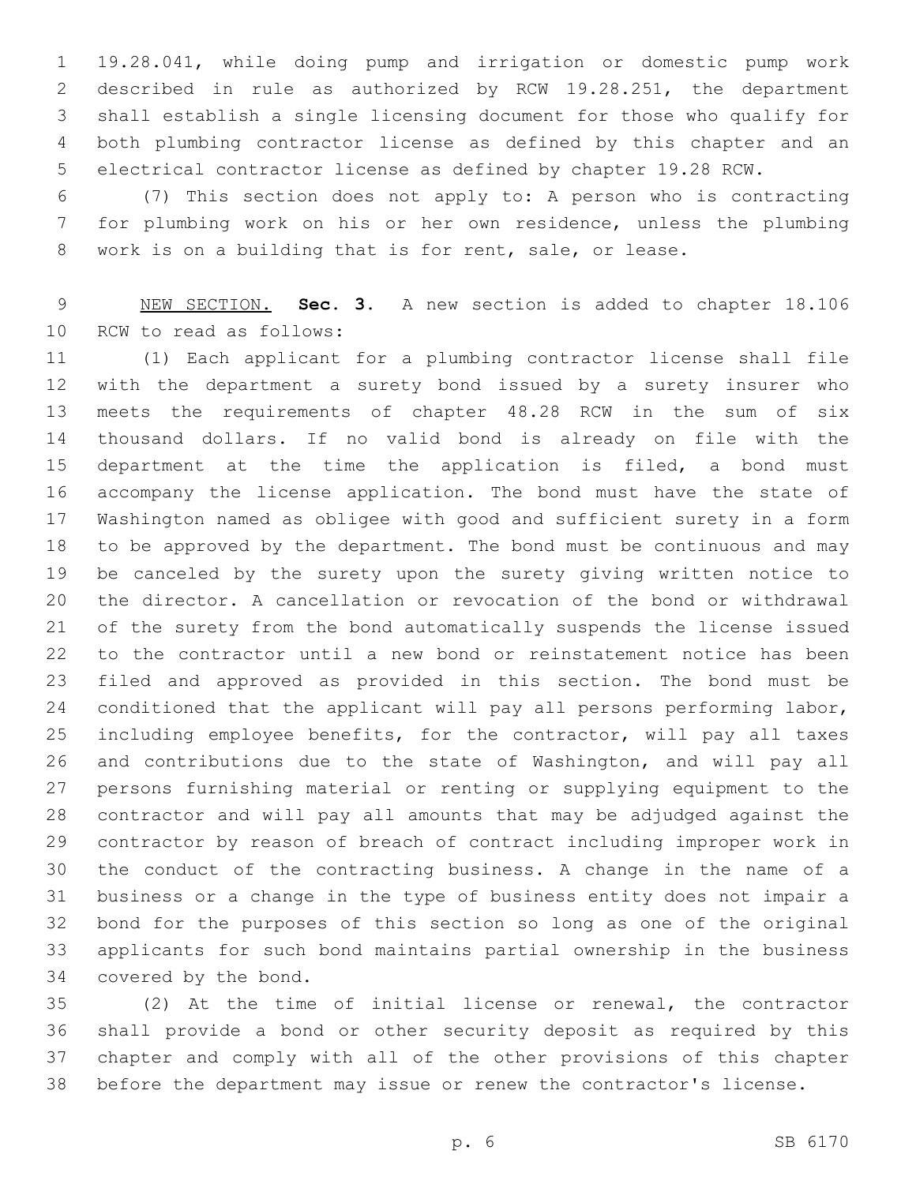19.28.041, while doing pump and irrigation or domestic pump work described in rule as authorized by RCW 19.28.251, the department shall establish a single licensing document for those who qualify for both plumbing contractor license as defined by this chapter and an electrical contractor license as defined by chapter 19.28 RCW.

(7) This section does not apply to: A person who is contracting for plumbing work on his or her own residence, unless the plumbing work is on a building that is for rent, sale, or lease.

NEW SECTION. **Sec. 3.** A new section is added to chapter 18.106 RCW to read as follows:

(1) Each applicant for a plumbing contractor license shall file with the department a surety bond issued by a surety insurer who meets the requirements of chapter 48.28 RCW in the sum of six thousand dollars. If no valid bond is already on file with the department at the time the application is filed, a bond must accompany the license application. The bond must have the state of Washington named as obligee with good and sufficient surety in a form to be approved by the department. The bond must be continuous and may be canceled by the surety upon the surety giving written notice to the director. A cancellation or revocation of the bond or withdrawal of the surety from the bond automatically suspends the license issued to the contractor until a new bond or reinstatement notice has been filed and approved as provided in this section. The bond must be conditioned that the applicant will pay all persons performing labor, including employee benefits, for the contractor, will pay all taxes and contributions due to the state of Washington, and will pay all persons furnishing material or renting or supplying equipment to the contractor and will pay all amounts that may be adjudged against the contractor by reason of breach of contract including improper work in the conduct of the contracting business. A change in the name of a business or a change in the type of business entity does not impair a bond for the purposes of this section so long as one of the original applicants for such bond maintains partial ownership in the business covered by the bond.

(2) At the time of initial license or renewal, the contractor shall provide a bond or other security deposit as required by this chapter and comply with all of the other provisions of this chapter before the department may issue or renew the contractor's license.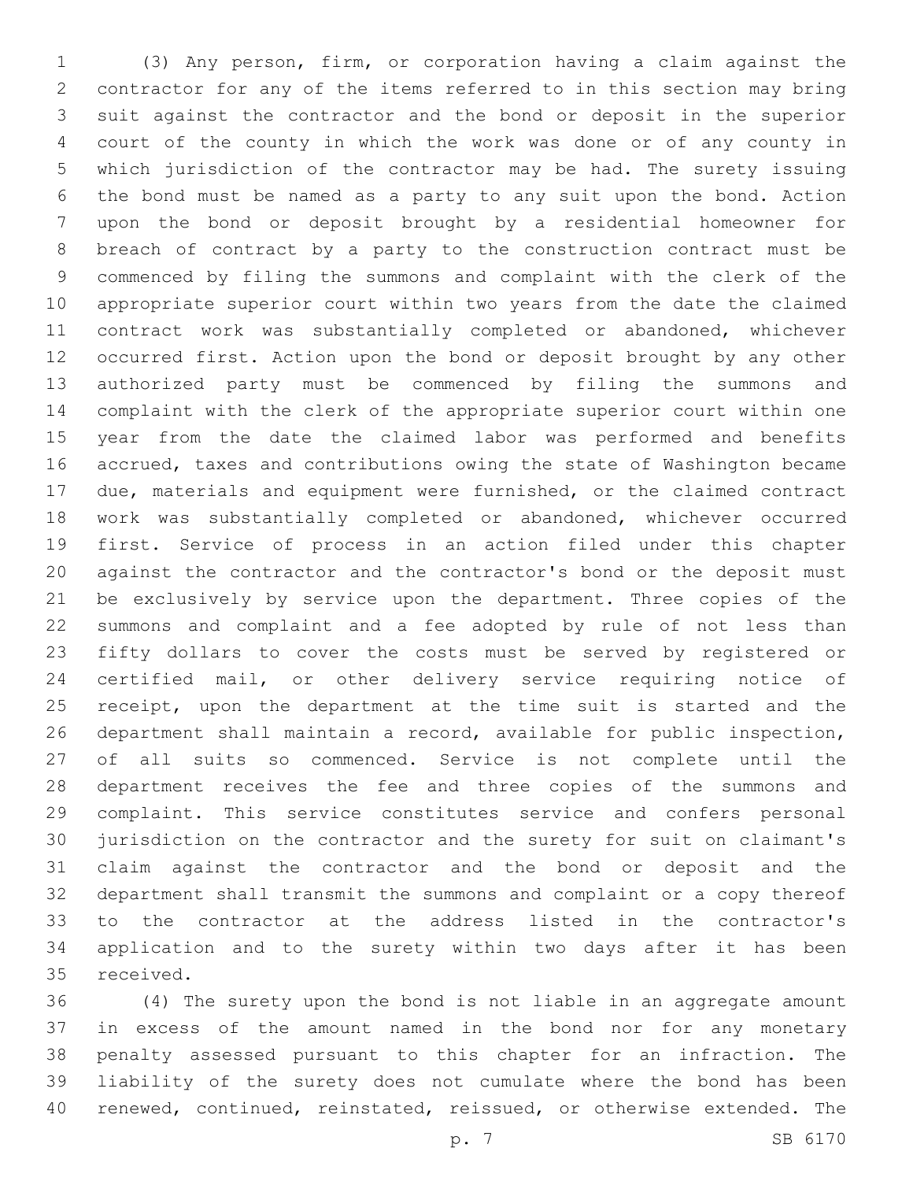(3) Any person, firm, or corporation having a claim against the contractor for any of the items referred to in this section may bring suit against the contractor and the bond or deposit in the superior court of the county in which the work was done or of any county in which jurisdiction of the contractor may be had. The surety issuing the bond must be named as a party to any suit upon the bond. Action upon the bond or deposit brought by a residential homeowner for breach of contract by a party to the construction contract must be commenced by filing the summons and complaint with the clerk of the appropriate superior court within two years from the date the claimed contract work was substantially completed or abandoned, whichever occurred first. Action upon the bond or deposit brought by any other authorized party must be commenced by filing the summons and complaint with the clerk of the appropriate superior court within one year from the date the claimed labor was performed and benefits accrued, taxes and contributions owing the state of Washington became due, materials and equipment were furnished, or the claimed contract work was substantially completed or abandoned, whichever occurred first. Service of process in an action filed under this chapter against the contractor and the contractor's bond or the deposit must be exclusively by service upon the department. Three copies of the summons and complaint and a fee adopted by rule of not less than fifty dollars to cover the costs must be served by registered or certified mail, or other delivery service requiring notice of receipt, upon the department at the time suit is started and the department shall maintain a record, available for public inspection, of all suits so commenced. Service is not complete until the department receives the fee and three copies of the summons and complaint. This service constitutes service and confers personal jurisdiction on the contractor and the surety for suit on claimant's claim against the contractor and the bond or deposit and the department shall transmit the summons and complaint or a copy thereof to the contractor at the address listed in the contractor's application and to the surety within two days after it has been received.

(4) The surety upon the bond is not liable in an aggregate amount in excess of the amount named in the bond nor for any monetary penalty assessed pursuant to this chapter for an infraction. The liability of the surety does not cumulate where the bond has been renewed, continued, reinstated, reissued, or otherwise extended. The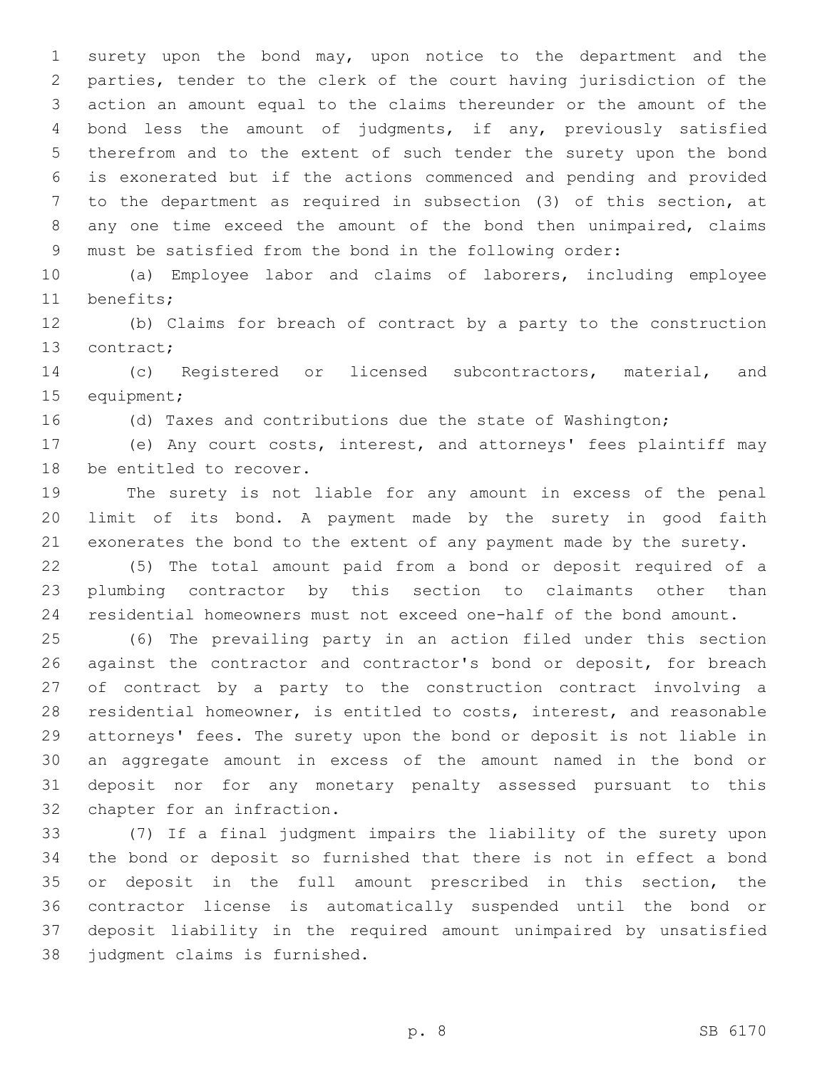surety upon the bond may, upon notice to the department and the parties, tender to the clerk of the court having jurisdiction of the action an amount equal to the claims thereunder or the amount of the bond less the amount of judgments, if any, previously satisfied therefrom and to the extent of such tender the surety upon the bond is exonerated but if the actions commenced and pending and provided to the department as required in subsection (3) of this section, at any one time exceed the amount of the bond then unimpaired, claims must be satisfied from the bond in the following order:

(a) Employee labor and claims of laborers, including employee benefits;

(b) Claims for breach of contract by a party to the construction contract;

(c) Registered or licensed subcontractors, material, and equipment;

(d) Taxes and contributions due the state of Washington;

(e) Any court costs, interest, and attorneys' fees plaintiff may be entitled to recover.

The surety is not liable for any amount in excess of the penal limit of its bond. A payment made by the surety in good faith exonerates the bond to the extent of any payment made by the surety.

(5) The total amount paid from a bond or deposit required of a plumbing contractor by this section to claimants other than residential homeowners must not exceed one-half of the bond amount.

(6) The prevailing party in an action filed under this section against the contractor and contractor's bond or deposit, for breach of contract by a party to the construction contract involving a residential homeowner, is entitled to costs, interest, and reasonable attorneys' fees. The surety upon the bond or deposit is not liable in an aggregate amount in excess of the amount named in the bond or deposit nor for any monetary penalty assessed pursuant to this chapter for an infraction.

(7) If a final judgment impairs the liability of the surety upon the bond or deposit so furnished that there is not in effect a bond or deposit in the full amount prescribed in this section, the contractor license is automatically suspended until the bond or deposit liability in the required amount unimpaired by unsatisfied judgment claims is furnished.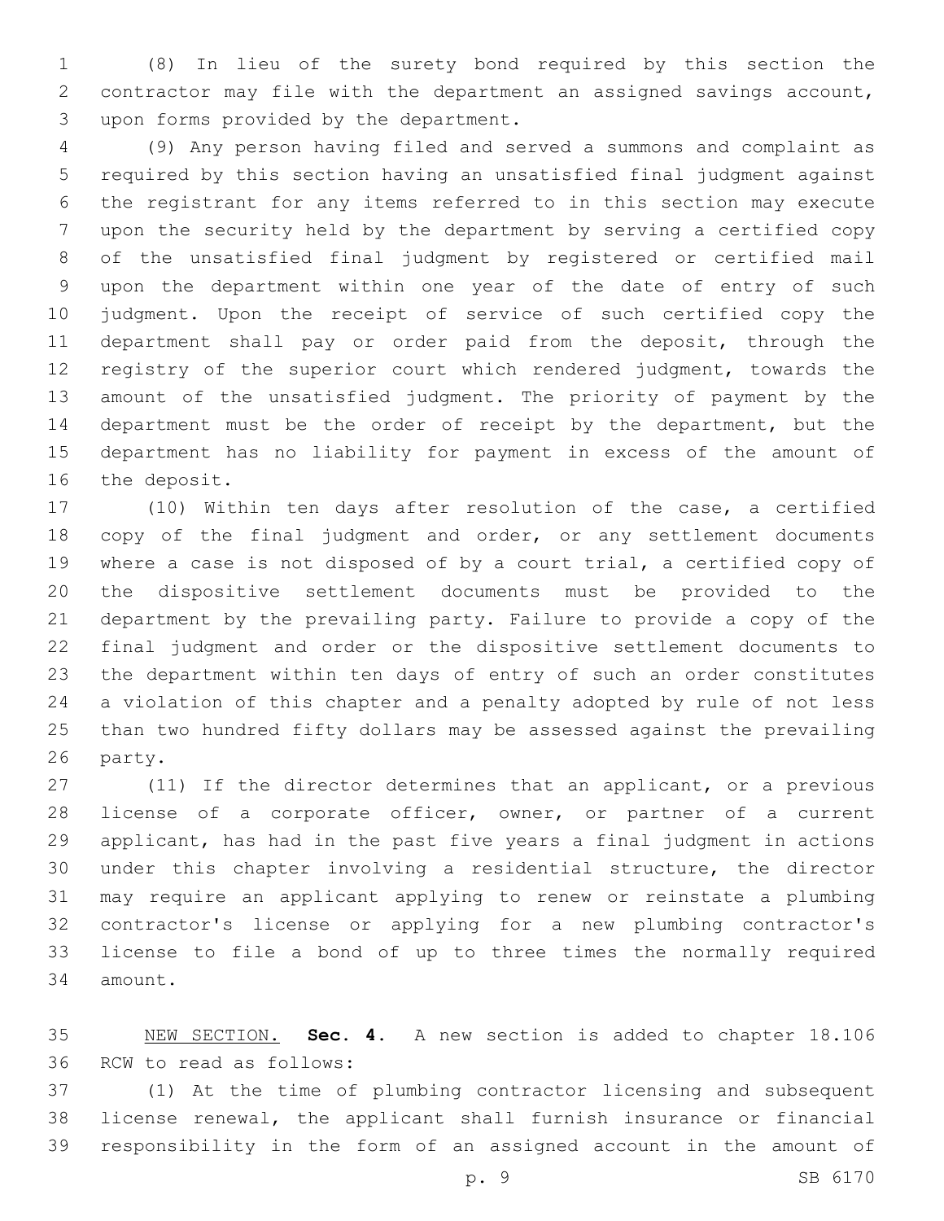(8) In lieu of the surety bond required by this section the contractor may file with the department an assigned savings account, upon forms provided by the department.

(9) Any person having filed and served a summons and complaint as required by this section having an unsatisfied final judgment against the registrant for any items referred to in this section may execute upon the security held by the department by serving a certified copy of the unsatisfied final judgment by registered or certified mail upon the department within one year of the date of entry of such judgment. Upon the receipt of service of such certified copy the department shall pay or order paid from the deposit, through the registry of the superior court which rendered judgment, towards the amount of the unsatisfied judgment. The priority of payment by the department must be the order of receipt by the department, but the department has no liability for payment in excess of the amount of the deposit.

(10) Within ten days after resolution of the case, a certified copy of the final judgment and order, or any settlement documents where a case is not disposed of by a court trial, a certified copy of the dispositive settlement documents must be provided to the department by the prevailing party. Failure to provide a copy of the final judgment and order or the dispositive settlement documents to the department within ten days of entry of such an order constitutes a violation of this chapter and a penalty adopted by rule of not less than two hundred fifty dollars may be assessed against the prevailing party.

(11) If the director determines that an applicant, or a previous license of a corporate officer, owner, or partner of a current applicant, has had in the past five years a final judgment in actions under this chapter involving a residential structure, the director may require an applicant applying to renew or reinstate a plumbing contractor's license or applying for a new plumbing contractor's license to file a bond of up to three times the normally required amount.

<u>NEW SECTION.</u> **Sec. 4.** A new section is added to chapter 18.106 RCW to read as follows:

(1) At the time of plumbing contractor licensing and subsequent license renewal, the applicant shall furnish insurance or financial responsibility in the form of an assigned account in the amount of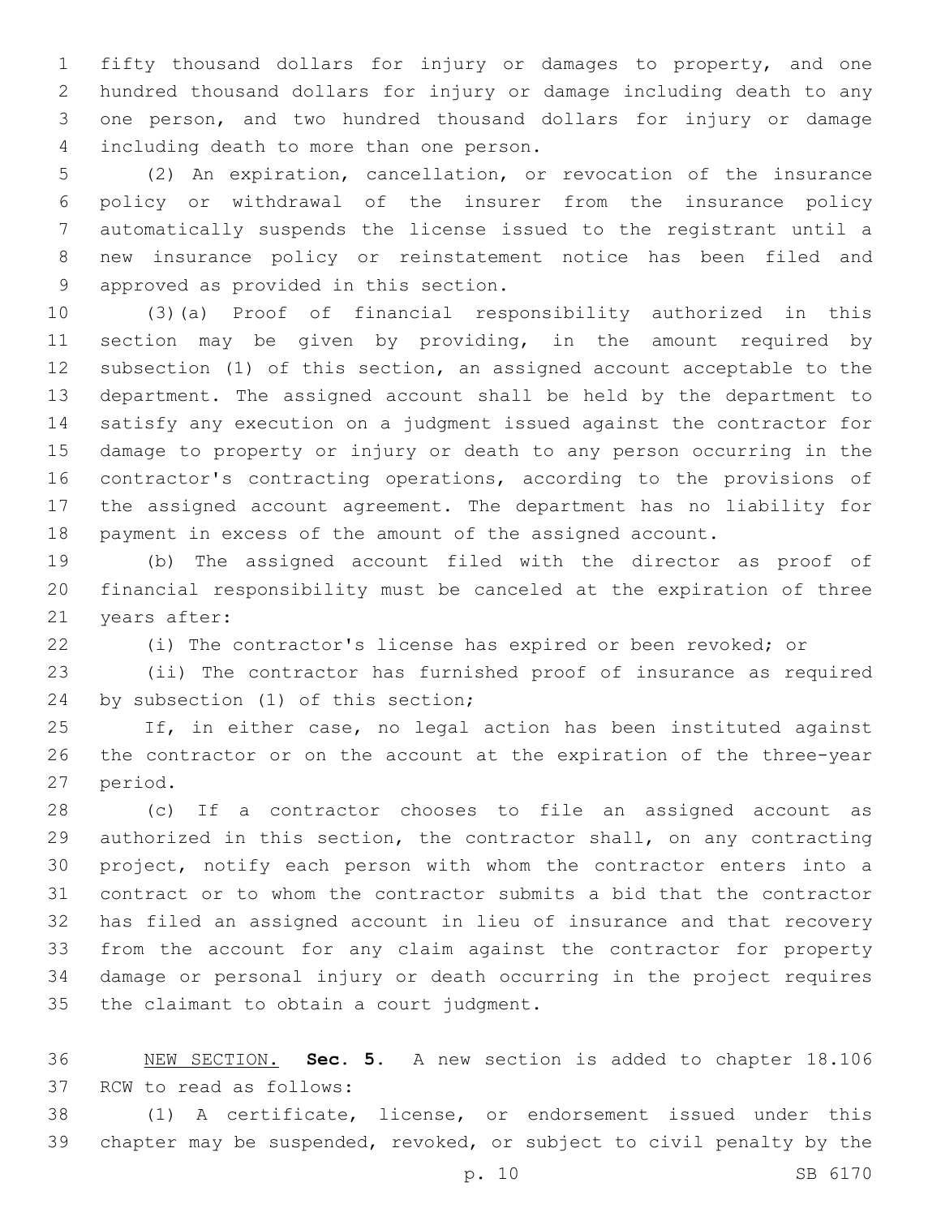fifty thousand dollars for injury or damages to property, and one hundred thousand dollars for injury or damage including death to any one person, and two hundred thousand dollars for injury or damage including death to more than one person.

(2) An expiration, cancellation, or revocation of the insurance policy or withdrawal of the insurer from the insurance policy automatically suspends the license issued to the registrant until a new insurance policy or reinstatement notice has been filed and approved as provided in this section.

(3)(a) Proof of financial responsibility authorized in this section may be given by providing, in the amount required by subsection (1) of this section, an assigned account acceptable to the department. The assigned account shall be held by the department to satisfy any execution on a judgment issued against the contractor for damage to property or injury or death to any person occurring in the contractor's contracting operations, according to the provisions of the assigned account agreement. The department has no liability for payment in excess of the amount of the assigned account.

(b) The assigned account filed with the director as proof of financial responsibility must be canceled at the expiration of three years after:

(i) The contractor's license has expired or been revoked; or

(ii) The contractor has furnished proof of insurance as required by subsection (1) of this section;

If, in either case, no legal action has been instituted against the contractor or on the account at the expiration of the three-year period.

(c) If a contractor chooses to file an assigned account as authorized in this section, the contractor shall, on any contracting project, notify each person with whom the contractor enters into a contract or to whom the contractor submits a bid that the contractor has filed an assigned account in lieu of insurance and that recovery from the account for any claim against the contractor for property damage or personal injury or death occurring in the project requires the claimant to obtain a court judgment.

NEW SECTION. **Sec. 5.** A new section is added to chapter 18.106 RCW to read as follows:

(1) A certificate, license, or endorsement issued under this chapter may be suspended, revoked, or subject to civil penalty by the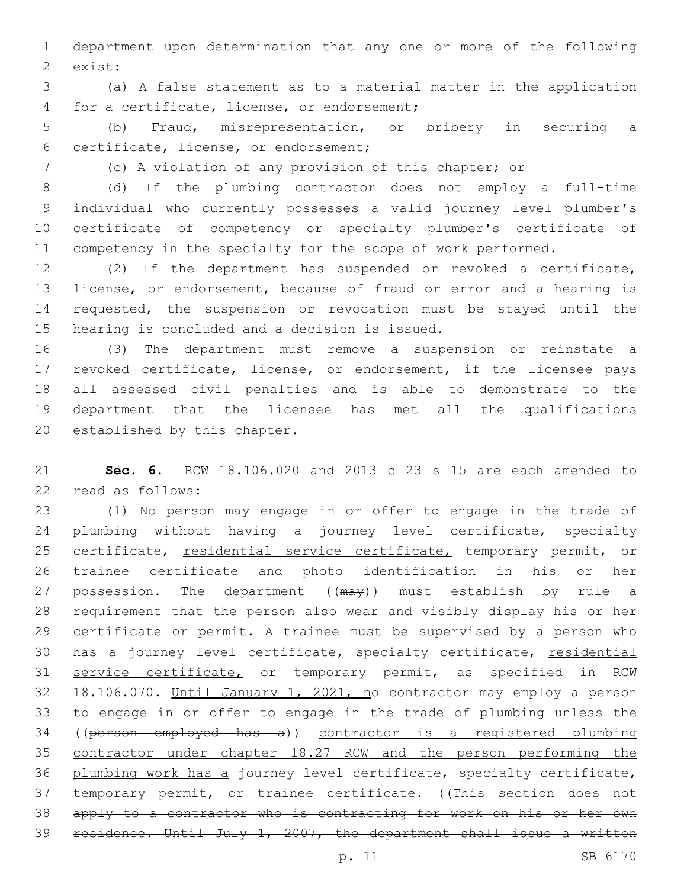department upon determination that any one or more of the following exist:

(a) A false statement as to a material matter in the application for a certificate, license, or endorsement;

(b) Fraud, misrepresentation, or bribery in securing a certificate, license, or endorsement;

(c) A violation of any provision of this chapter; or

(d) If the plumbing contractor does not employ a full-time individual who currently possesses a valid journey level plumber's certificate of competency or specialty plumber's certificate of competency in the specialty for the scope of work performed.

(2) If the department has suspended or revoked a certificate, license, or endorsement, because of fraud or error and a hearing is requested, the suspension or revocation must be stayed until the hearing is concluded and a decision is issued.

(3) The department must remove a suspension or reinstate a revoked certificate, license, or endorsement, if the licensee pays all assessed civil penalties and is able to demonstrate to the department that the licensee has met all the qualifications established by this chapter.

**Sec. 6.** RCW 18.106.020 and 2013 c 23 s 15 are each amended to read as follows:

(1) No person may engage in or offer to engage in the trade of plumbing without having a journey level certificate, specialty certificate, <u>residential service certificate,</u> temporary permit, or trainee certificate and photo identification in his or her possession. The department ((~~may~~)) <u>must</u> establish by rule a requirement that the person also wear and visibly display his or her certificate or permit. A trainee must be supervised by a person who has a journey level certificate, specialty certificate, <u>residential service certificate,</u> or temporary permit, as specified in RCW 18.106.070. <u>Until January 1, 2021, n</u>o contractor may employ a person to engage in or offer to engage in the trade of plumbing unless the ((~~person employed has a~~)) <u>contractor is a registered plumbing contractor under chapter 18.27 RCW and the person performing the plumbing work has a</u> journey level certificate, specialty certificate, temporary permit, or trainee certificate. ((~~This section does not apply to a contractor who is contracting for work on his or her own residence. Until July 1, 2007, the department shall issue a written~~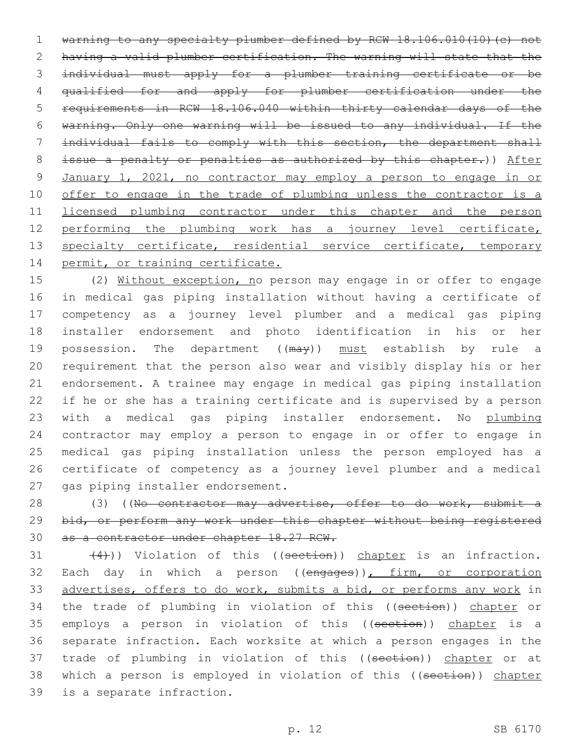~~warning to any specialty plumber defined by RCW 18.106.010(10)(c) not having a valid plumber certification. The warning will state that the individual must apply for a plumber training certificate or be qualified for and apply for plumber certification under the requirements in RCW 18.106.040 within thirty calendar days of the warning. Only one warning will be issued to any individual. If the individual fails to comply with this section, the department shall issue a penalty or penalties as authorized by this chapter.~~)) <u>After January 1, 2021, no contractor may employ a person to engage in or offer to engage in the trade of plumbing unless the contractor is a licensed plumbing contractor under this chapter and the person performing the plumbing work has a journey level certificate, specialty certificate, residential service certificate, temporary permit, or training certificate.</u>

(2) <u>Without exception, n</u>o person may engage in or offer to engage in medical gas piping installation without having a certificate of competency as a journey level plumber and a medical gas piping installer endorsement and photo identification in his or her possession. The department ((~~may~~)) <u>must</u> establish by rule a requirement that the person also wear and visibly display his or her endorsement. A trainee may engage in medical gas piping installation if he or she has a training certificate and is supervised by a person with a medical gas piping installer endorsement. No <u>plumbing</u> contractor may employ a person to engage in or offer to engage in medical gas piping installation unless the person employed has a certificate of competency as a journey level plumber and a medical gas piping installer endorsement.

(3) ((~~No contractor may advertise, offer to do work, submit a bid, or perform any work under this chapter without being registered as a contractor under chapter 18.27 RCW.~~

~~(4)~~)) Violation of this ((~~section~~)) <u>chapter</u> is an infraction. Each day in which a person ((~~engages~~))<u>, firm, or corporation advertises, offers to do work, submits a bid, or performs any work</u> in the trade of plumbing in violation of this ((~~section~~)) <u>chapter</u> or employs a person in violation of this ((~~section~~)) <u>chapter</u> is a separate infraction. Each worksite at which a person engages in the trade of plumbing in violation of this ((~~section~~)) <u>chapter</u> or at which a person is employed in violation of this ((~~section~~)) <u>chapter</u> is a separate infraction.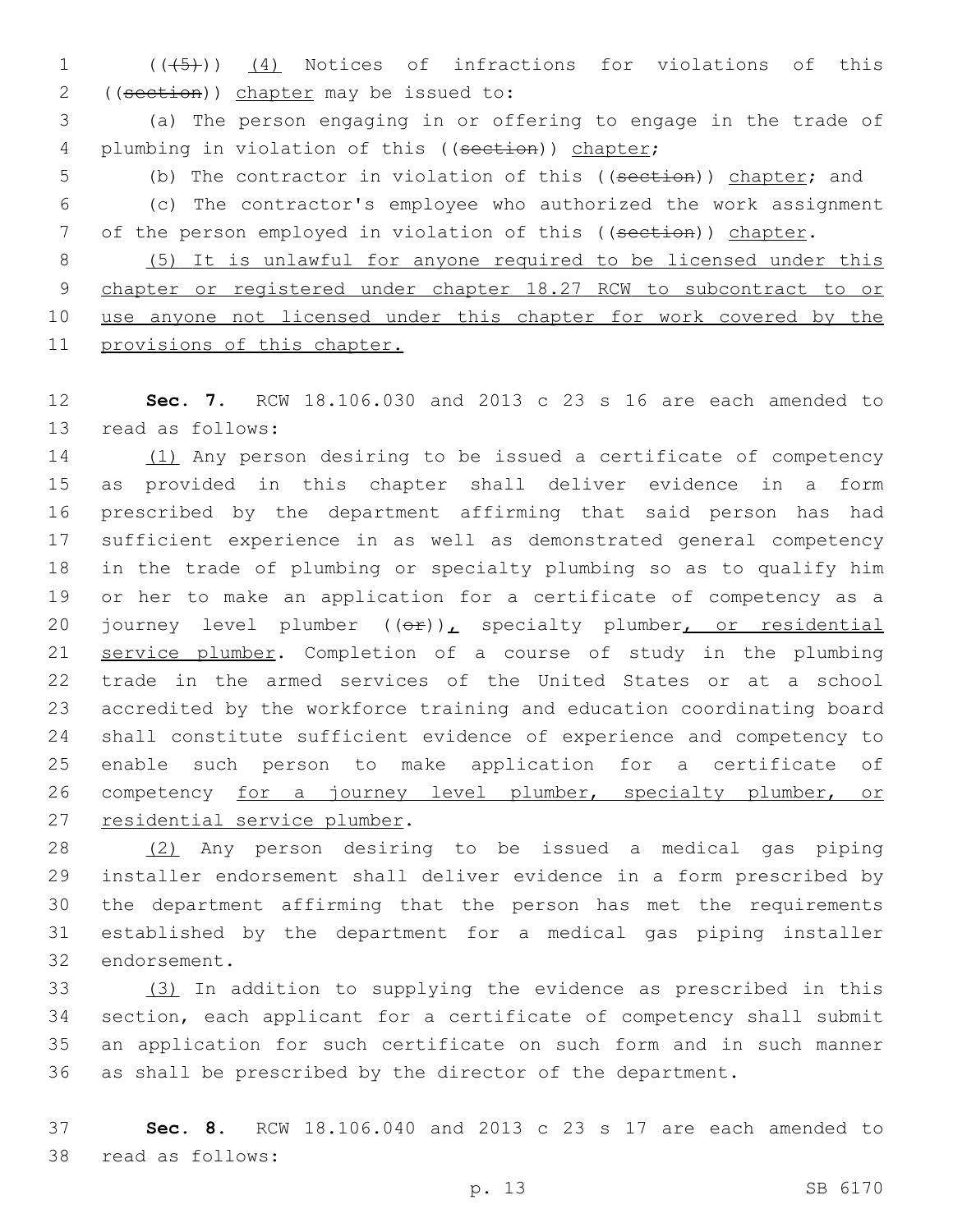(((5))) <u>(4)</u> Notices of infractions for violations of this ((~~section~~)) <u>chapter</u> may be issued to:

(a) The person engaging in or offering to engage in the trade of plumbing in violation of this ((~~section~~)) <u>chapter</u>;

(b) The contractor in violation of this ((~~section~~)) <u>chapter</u>; and

(c) The contractor's employee who authorized the work assignment of the person employed in violation of this ((~~section~~)) <u>chapter</u>.

<u>(5) It is unlawful for anyone required to be licensed under this chapter or registered under chapter 18.27 RCW to subcontract to or use anyone not licensed under this chapter for work covered by the provisions of this chapter.</u>

**Sec. 7.** RCW 18.106.030 and 2013 c 23 s 16 are each amended to read as follows:

<u>(1)</u> Any person desiring to be issued a certificate of competency as provided in this chapter shall deliver evidence in a form prescribed by the department affirming that said person has had sufficient experience in as well as demonstrated general competency in the trade of plumbing or specialty plumbing so as to qualify him or her to make an application for a certificate of competency as a journey level plumber ((~~or~~))<u>,</u> specialty plumber<u>, or residential service plumber</u>. Completion of a course of study in the plumbing trade in the armed services of the United States or at a school accredited by the workforce training and education coordinating board shall constitute sufficient evidence of experience and competency to enable such person to make application for a certificate of competency <u>for a journey level plumber, specialty plumber, or residential service plumber</u>.

<u>(2)</u> Any person desiring to be issued a medical gas piping installer endorsement shall deliver evidence in a form prescribed by the department affirming that the person has met the requirements established by the department for a medical gas piping installer endorsement.

<u>(3)</u> In addition to supplying the evidence as prescribed in this section, each applicant for a certificate of competency shall submit an application for such certificate on such form and in such manner as shall be prescribed by the director of the department.

**Sec. 8.** RCW 18.106.040 and 2013 c 23 s 17 are each amended to read as follows: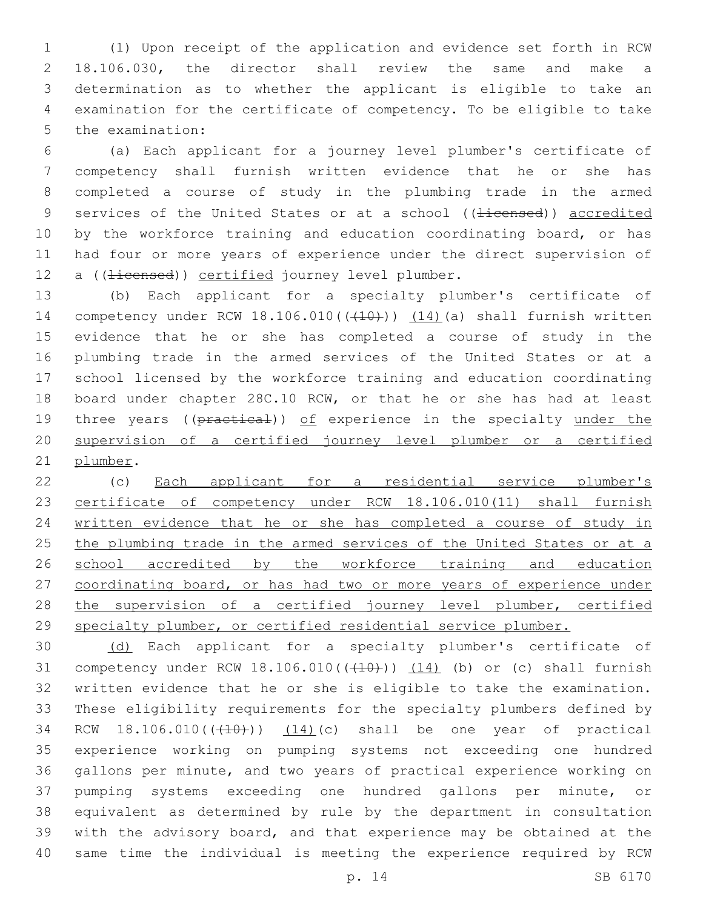(1) Upon receipt of the application and evidence set forth in RCW 18.106.030, the director shall review the same and make a determination as to whether the applicant is eligible to take an examination for the certificate of competency. To be eligible to take the examination:

(a) Each applicant for a journey level plumber's certificate of competency shall furnish written evidence that he or she has completed a course of study in the plumbing trade in the armed services of the United States or at a school ((~~licensed~~)) <u>accredited</u> by the workforce training and education coordinating board, or has had four or more years of experience under the direct supervision of a ((~~licensed~~)) <u>certified</u> journey level plumber.

(b) Each applicant for a specialty plumber's certificate of competency under RCW 18.106.010((~~(10)~~)) <u>(14)</u>(a) shall furnish written evidence that he or she has completed a course of study in the plumbing trade in the armed services of the United States or at a school licensed by the workforce training and education coordinating board under chapter 28C.10 RCW, or that he or she has had at least three years ((~~practical~~)) <u>of</u> experience in the specialty <u>under the supervision of a certified journey level plumber or a certified plumber</u>.

(c) <u>Each applicant for a residential service plumber's certificate of competency under RCW 18.106.010(11) shall furnish written evidence that he or she has completed a course of study in the plumbing trade in the armed services of the United States or at a school accredited by the workforce training and education coordinating board, or has had two or more years of experience under the supervision of a certified journey level plumber, certified specialty plumber, or certified residential service plumber.</u>

<u>(d)</u> Each applicant for a specialty plumber's certificate of competency under RCW 18.106.010((~~(10)~~)) <u>(14)</u> (b) or (c) shall furnish written evidence that he or she is eligible to take the examination. These eligibility requirements for the specialty plumbers defined by RCW 18.106.010((~~(10)~~)) <u>(14)</u>(c) shall be one year of practical experience working on pumping systems not exceeding one hundred gallons per minute, and two years of practical experience working on pumping systems exceeding one hundred gallons per minute, or equivalent as determined by rule by the department in consultation with the advisory board, and that experience may be obtained at the same time the individual is meeting the experience required by RCW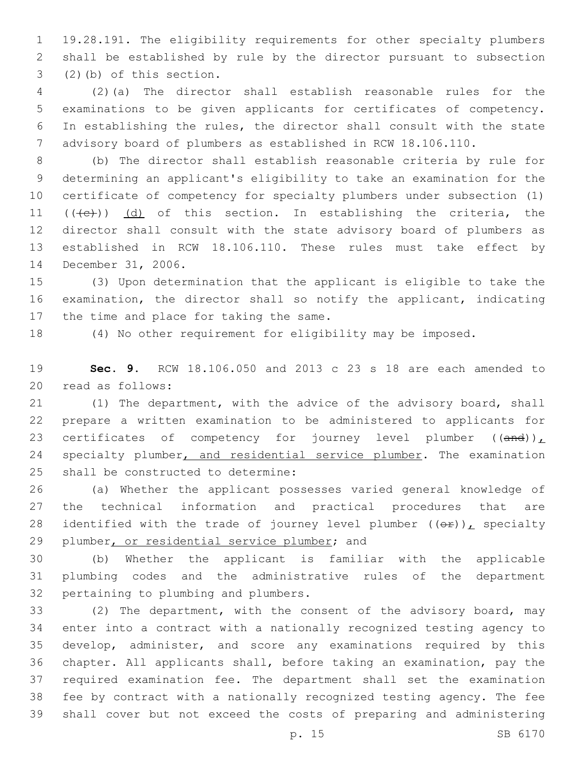19.28.191. The eligibility requirements for other specialty plumbers shall be established by rule by the director pursuant to subsection (2)(b) of this section.

(2)(a) The director shall establish reasonable rules for the examinations to be given applicants for certificates of competency. In establishing the rules, the director shall consult with the state advisory board of plumbers as established in RCW 18.106.110.

(b) The director shall establish reasonable criteria by rule for determining an applicant's eligibility to take an examination for the certificate of competency for specialty plumbers under subsection (1) ~~((c))~~ <u>(d)</u> of this section. In establishing the criteria, the director shall consult with the state advisory board of plumbers as established in RCW 18.106.110. These rules must take effect by December 31, 2006.

(3) Upon determination that the applicant is eligible to take the examination, the director shall so notify the applicant, indicating the time and place for taking the same.

(4) No other requirement for eligibility may be imposed.

**Sec. 9.** RCW 18.106.050 and 2013 c 23 s 18 are each amended to read as follows:

(1) The department, with the advice of the advisory board, shall prepare a written examination to be administered to applicants for certificates of competency for journey level plumber ~~((and))~~<u>,</u> specialty plumber<u>, and residential service plumber</u>. The examination shall be constructed to determine:

(a) Whether the applicant possesses varied general knowledge of the technical information and practical procedures that are identified with the trade of journey level plumber ~~((or))~~<u>,</u> specialty plumber<u>, or residential service plumber</u>; and

(b) Whether the applicant is familiar with the applicable plumbing codes and the administrative rules of the department pertaining to plumbing and plumbers.

(2) The department, with the consent of the advisory board, may enter into a contract with a nationally recognized testing agency to develop, administer, and score any examinations required by this chapter. All applicants shall, before taking an examination, pay the required examination fee. The department shall set the examination fee by contract with a nationally recognized testing agency. The fee shall cover but not exceed the costs of preparing and administering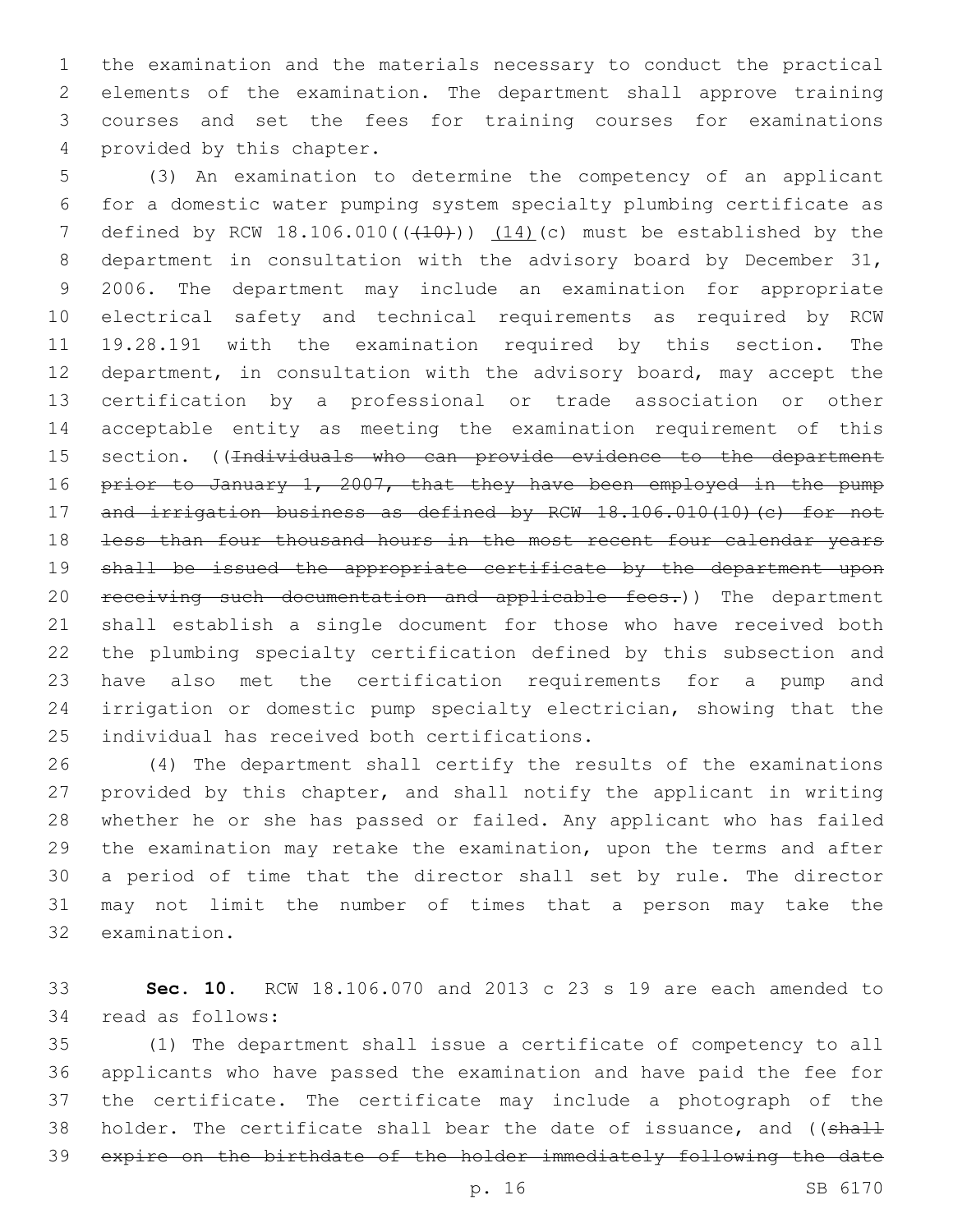the examination and the materials necessary to conduct the practical elements of the examination. The department shall approve training courses and set the fees for training courses for examinations provided by this chapter.

(3) An examination to determine the competency of an applicant for a domestic water pumping system specialty plumbing certificate as defined by RCW 18.106.010((~~(10)~~)) (14)(c) must be established by the department in consultation with the advisory board by December 31, 2006. The department may include an examination for appropriate electrical safety and technical requirements as required by RCW 19.28.191 with the examination required by this section. The department, in consultation with the advisory board, may accept the certification by a professional or trade association or other acceptable entity as meeting the examination requirement of this section. ((~~Individuals who can provide evidence to the department prior to January 1, 2007, that they have been employed in the pump and irrigation business as defined by RCW 18.106.010(10)(c) for not less than four thousand hours in the most recent four calendar years shall be issued the appropriate certificate by the department upon receiving such documentation and applicable fees.~~)) The department shall establish a single document for those who have received both the plumbing specialty certification defined by this subsection and have also met the certification requirements for a pump and irrigation or domestic pump specialty electrician, showing that the individual has received both certifications.

(4) The department shall certify the results of the examinations provided by this chapter, and shall notify the applicant in writing whether he or she has passed or failed. Any applicant who has failed the examination may retake the examination, upon the terms and after a period of time that the director shall set by rule. The director may not limit the number of times that a person may take the examination.

**Sec. 10.** RCW 18.106.070 and 2013 c 23 s 19 are each amended to read as follows:

(1) The department shall issue a certificate of competency to all applicants who have passed the examination and have paid the fee for the certificate. The certificate may include a photograph of the holder. The certificate shall bear the date of issuance, and ((~~shall expire on the birthdate of the holder immediately following the date~~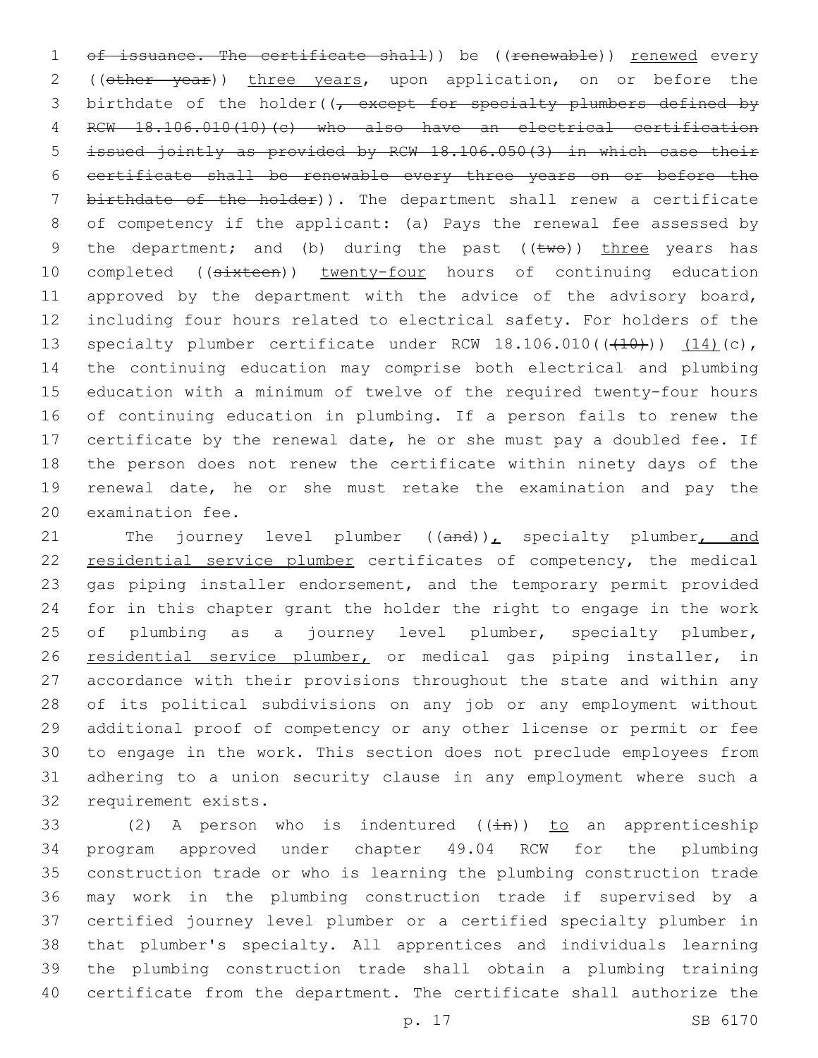~~of issuance. The certificate shall~~)) be ((~~renewable~~)) <u>renewed</u> every ((~~other year~~)) <u>three years</u>, upon application, on or before the birthdate of the holder((~~, except for specialty plumbers defined by RCW 18.106.010(10)(c) who also have an electrical certification issued jointly as provided by RCW 18.106.050(3) in which case their certificate shall be renewable every three years on or before the birthdate of the holder~~)). The department shall renew a certificate of competency if the applicant: (a) Pays the renewal fee assessed by the department; and (b) during the past ((~~two~~)) <u>three</u> years has completed ((~~sixteen~~)) <u>twenty-four</u> hours of continuing education approved by the department with the advice of the advisory board, including four hours related to electrical safety. For holders of the specialty plumber certificate under RCW 18.106.010((~~(10)~~)) <u>(14)</u>(c), the continuing education may comprise both electrical and plumbing education with a minimum of twelve of the required twenty-four hours of continuing education in plumbing. If a person fails to renew the certificate by the renewal date, he or she must pay a doubled fee. If the person does not renew the certificate within ninety days of the renewal date, he or she must retake the examination and pay the examination fee.

The journey level plumber ((~~and~~))<u>,</u> specialty plumber<u>, and residential service plumber</u> certificates of competency, the medical gas piping installer endorsement, and the temporary permit provided for in this chapter grant the holder the right to engage in the work of plumbing as a journey level plumber, specialty plumber, <u>residential service plumber,</u> or medical gas piping installer, in accordance with their provisions throughout the state and within any of its political subdivisions on any job or any employment without additional proof of competency or any other license or permit or fee to engage in the work. This section does not preclude employees from adhering to a union security clause in any employment where such a requirement exists.

(2) A person who is indentured ((~~in~~)) <u>to</u> an apprenticeship program approved under chapter 49.04 RCW for the plumbing construction trade or who is learning the plumbing construction trade may work in the plumbing construction trade if supervised by a certified journey level plumber or a certified specialty plumber in that plumber's specialty. All apprentices and individuals learning the plumbing construction trade shall obtain a plumbing training certificate from the department. The certificate shall authorize the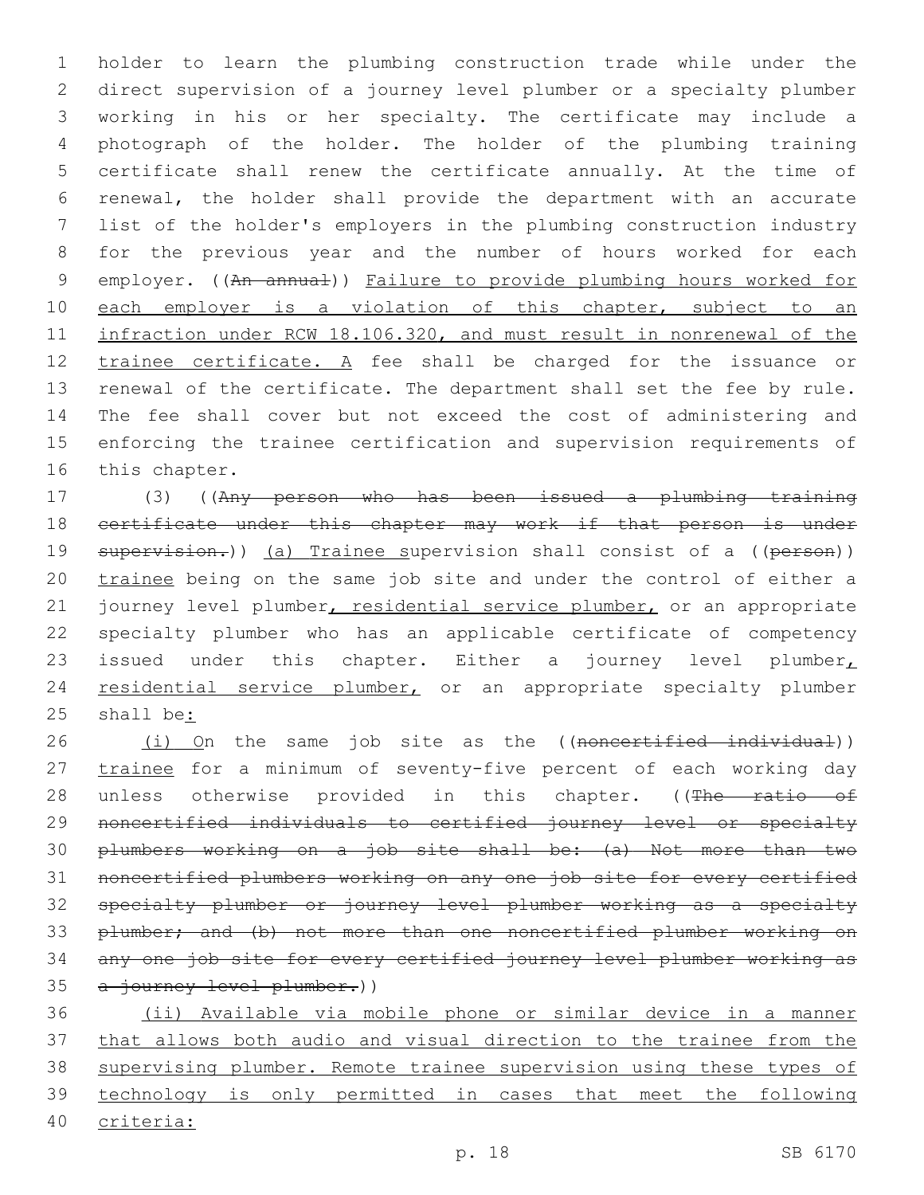holder to learn the plumbing construction trade while under the direct supervision of a journey level plumber or a specialty plumber working in his or her specialty. The certificate may include a photograph of the holder. The holder of the plumbing training certificate shall renew the certificate annually. At the time of renewal, the holder shall provide the department with an accurate list of the holder's employers in the plumbing construction industry for the previous year and the number of hours worked for each employer. ((~~An annual~~)) <u>Failure to provide plumbing hours worked for each employer is a violation of this chapter, subject to an infraction under RCW 18.106.320, and must result in nonrenewal of the trainee certificate. A</u> fee shall be charged for the issuance or renewal of the certificate. The department shall set the fee by rule. The fee shall cover but not exceed the cost of administering and enforcing the trainee certification and supervision requirements of this chapter.

(3) ((~~Any person who has been issued a plumbing training certificate under this chapter may work if that person is under supervision.~~)) <u>(a) Trainee s</u>upervision shall consist of a ((~~person~~)) <u>trainee</u> being on the same job site and under the control of either a journey level plumber<u>, residential service plumber,</u> or an appropriate specialty plumber who has an applicable certificate of competency issued under this chapter. Either a journey level plumber<u>, residential service plumber,</u> or an appropriate specialty plumber shall be<u>:</u>

<u>(i) O</u>n the same job site as the ((~~noncertified individual~~)) <u>trainee</u> for a minimum of seventy-five percent of each working day unless otherwise provided in this chapter. ((~~The ratio of noncertified individuals to certified journey level or specialty plumbers working on a job site shall be: (a) Not more than two noncertified plumbers working on any one job site for every certified specialty plumber or journey level plumber working as a specialty plumber; and (b) not more than one noncertified plumber working on any one job site for every certified journey level plumber working as a journey level plumber.~~))

<u>(ii) Available via mobile phone or similar device in a manner that allows both audio and visual direction to the trainee from the supervising plumber. Remote trainee supervision using these types of technology is only permitted in cases that meet the following criteria:</u>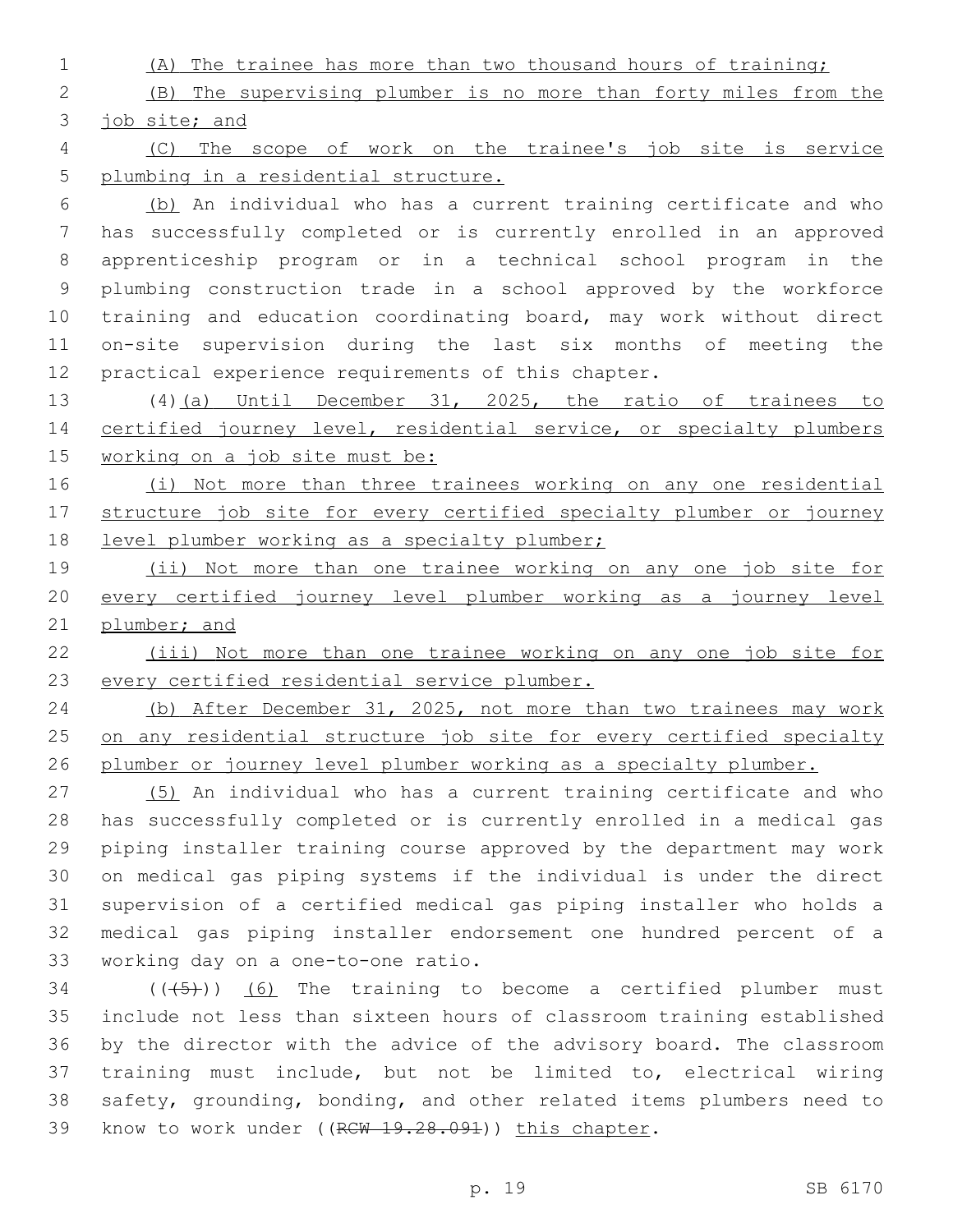(A) The trainee has more than two thousand hours of training;

(B) The supervising plumber is no more than forty miles from the job site; and

(C) The scope of work on the trainee's job site is service plumbing in a residential structure.

(b) An individual who has a current training certificate and who has successfully completed or is currently enrolled in an approved apprenticeship program or in a technical school program in the plumbing construction trade in a school approved by the workforce training and education coordinating board, may work without direct on-site supervision during the last six months of meeting the practical experience requirements of this chapter.

(4)(a) Until December 31, 2025, the ratio of trainees to certified journey level, residential service, or specialty plumbers working on a job site must be:

(i) Not more than three trainees working on any one residential structure job site for every certified specialty plumber or journey level plumber working as a specialty plumber;

(ii) Not more than one trainee working on any one job site for every certified journey level plumber working as a journey level plumber; and

(iii) Not more than one trainee working on any one job site for every certified residential service plumber.

(b) After December 31, 2025, not more than two trainees may work on any residential structure job site for every certified specialty plumber or journey level plumber working as a specialty plumber.

(5) An individual who has a current training certificate and who has successfully completed or is currently enrolled in a medical gas piping installer training course approved by the department may work on medical gas piping systems if the individual is under the direct supervision of a certified medical gas piping installer who holds a medical gas piping installer endorsement one hundred percent of a working day on a one-to-one ratio.

(((5))) (6) The training to become a certified plumber must include not less than sixteen hours of classroom training established by the director with the advice of the advisory board. The classroom training must include, but not be limited to, electrical wiring safety, grounding, bonding, and other related items plumbers need to know to work under ((RCW 19.28.091)) this chapter.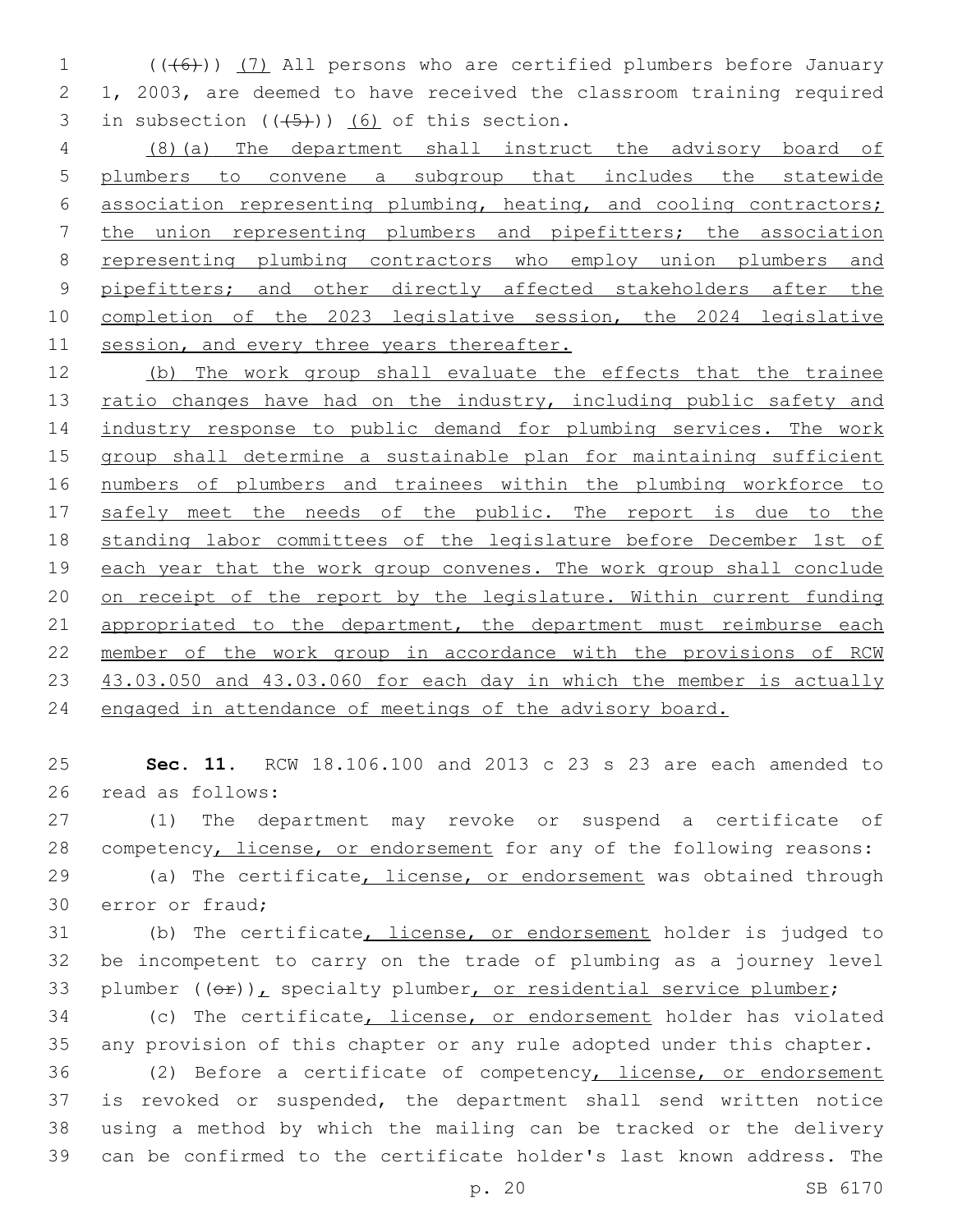(((6))) <u>(7)</u> All persons who are certified plumbers before January 1, 2003, are deemed to have received the classroom training required in subsection (((5))) <u>(6)</u> of this section.

<u>(8)(a) The department shall instruct the advisory board of plumbers to convene a subgroup that includes the statewide association representing plumbing, heating, and cooling contractors; the union representing plumbers and pipefitters; the association representing plumbing contractors who employ union plumbers and pipefitters; and other directly affected stakeholders after the completion of the 2023 legislative session, the 2024 legislative session, and every three years thereafter.</u>

<u>(b) The work group shall evaluate the effects that the trainee ratio changes have had on the industry, including public safety and industry response to public demand for plumbing services. The work group shall determine a sustainable plan for maintaining sufficient numbers of plumbers and trainees within the plumbing workforce to safely meet the needs of the public. The report is due to the standing labor committees of the legislature before December 1st of each year that the work group convenes. The work group shall conclude on receipt of the report by the legislature. Within current funding appropriated to the department, the department must reimburse each member of the work group in accordance with the provisions of RCW 43.03.050 and 43.03.060 for each day in which the member is actually engaged in attendance of meetings of the advisory board.</u>

**Sec. 11.** RCW 18.106.100 and 2013 c 23 s 23 are each amended to read as follows:

(1) The department may revoke or suspend a certificate of competency<u>, license, or endorsement</u> for any of the following reasons:

(a) The certificate<u>, license, or endorsement</u> was obtained through error or fraud;

(b) The certificate<u>, license, or endorsement</u> holder is judged to be incompetent to carry on the trade of plumbing as a journey level plumber ((~~or~~))<u>,</u> specialty plumber<u>, or residential service plumber</u>;

(c) The certificate<u>, license, or endorsement</u> holder has violated any provision of this chapter or any rule adopted under this chapter.

(2) Before a certificate of competency<u>, license, or endorsement</u> is revoked or suspended, the department shall send written notice using a method by which the mailing can be tracked or the delivery can be confirmed to the certificate holder's last known address. The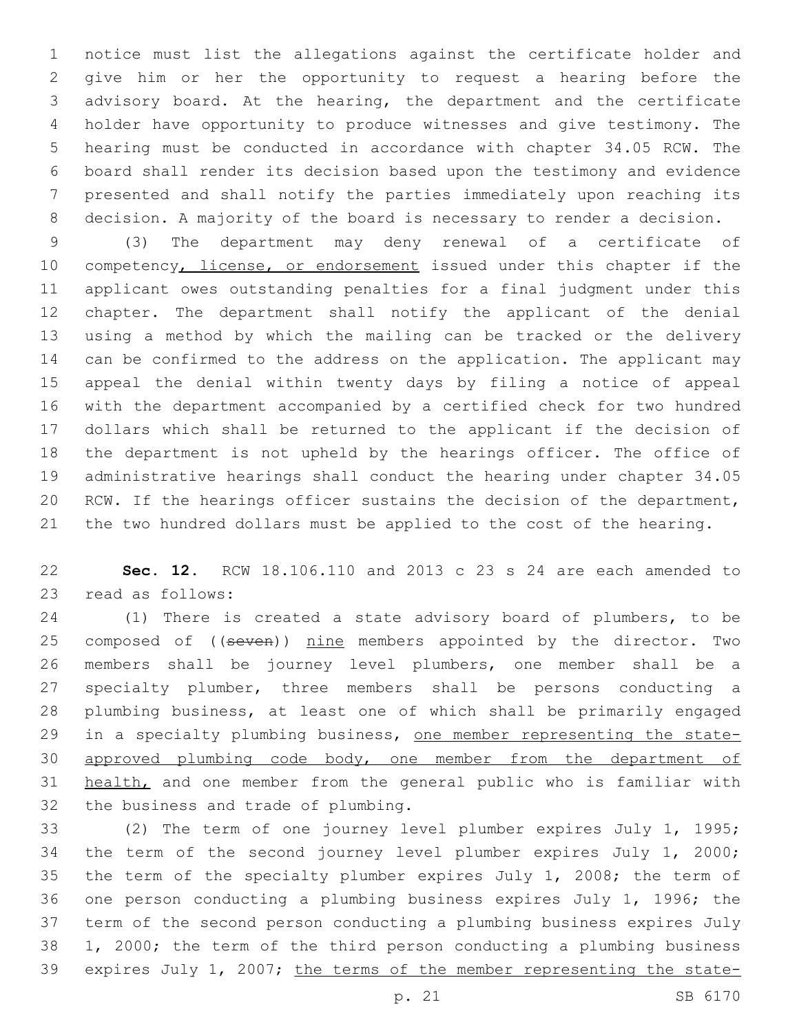notice must list the allegations against the certificate holder and give him or her the opportunity to request a hearing before the advisory board. At the hearing, the department and the certificate holder have opportunity to produce witnesses and give testimony. The hearing must be conducted in accordance with chapter 34.05 RCW. The board shall render its decision based upon the testimony and evidence presented and shall notify the parties immediately upon reaching its decision. A majority of the board is necessary to render a decision.

(3) The department may deny renewal of a certificate of competency, license, or endorsement issued under this chapter if the applicant owes outstanding penalties for a final judgment under this chapter. The department shall notify the applicant of the denial using a method by which the mailing can be tracked or the delivery can be confirmed to the address on the application. The applicant may appeal the denial within twenty days by filing a notice of appeal with the department accompanied by a certified check for two hundred dollars which shall be returned to the applicant if the decision of the department is not upheld by the hearings officer. The office of administrative hearings shall conduct the hearing under chapter 34.05 RCW. If the hearings officer sustains the decision of the department, the two hundred dollars must be applied to the cost of the hearing.

**Sec. 12.** RCW 18.106.110 and 2013 c 23 s 24 are each amended to read as follows:

(1) There is created a state advisory board of plumbers, to be composed of ((~~seven~~)) nine members appointed by the director. Two members shall be journey level plumbers, one member shall be a specialty plumber, three members shall be persons conducting a plumbing business, at least one of which shall be primarily engaged in a specialty plumbing business, one member representing the state-approved plumbing code body, one member from the department of health, and one member from the general public who is familiar with the business and trade of plumbing.

(2) The term of one journey level plumber expires July 1, 1995; the term of the second journey level plumber expires July 1, 2000; the term of the specialty plumber expires July 1, 2008; the term of one person conducting a plumbing business expires July 1, 1996; the term of the second person conducting a plumbing business expires July 1, 2000; the term of the third person conducting a plumbing business expires July 1, 2007; the terms of the member representing the state-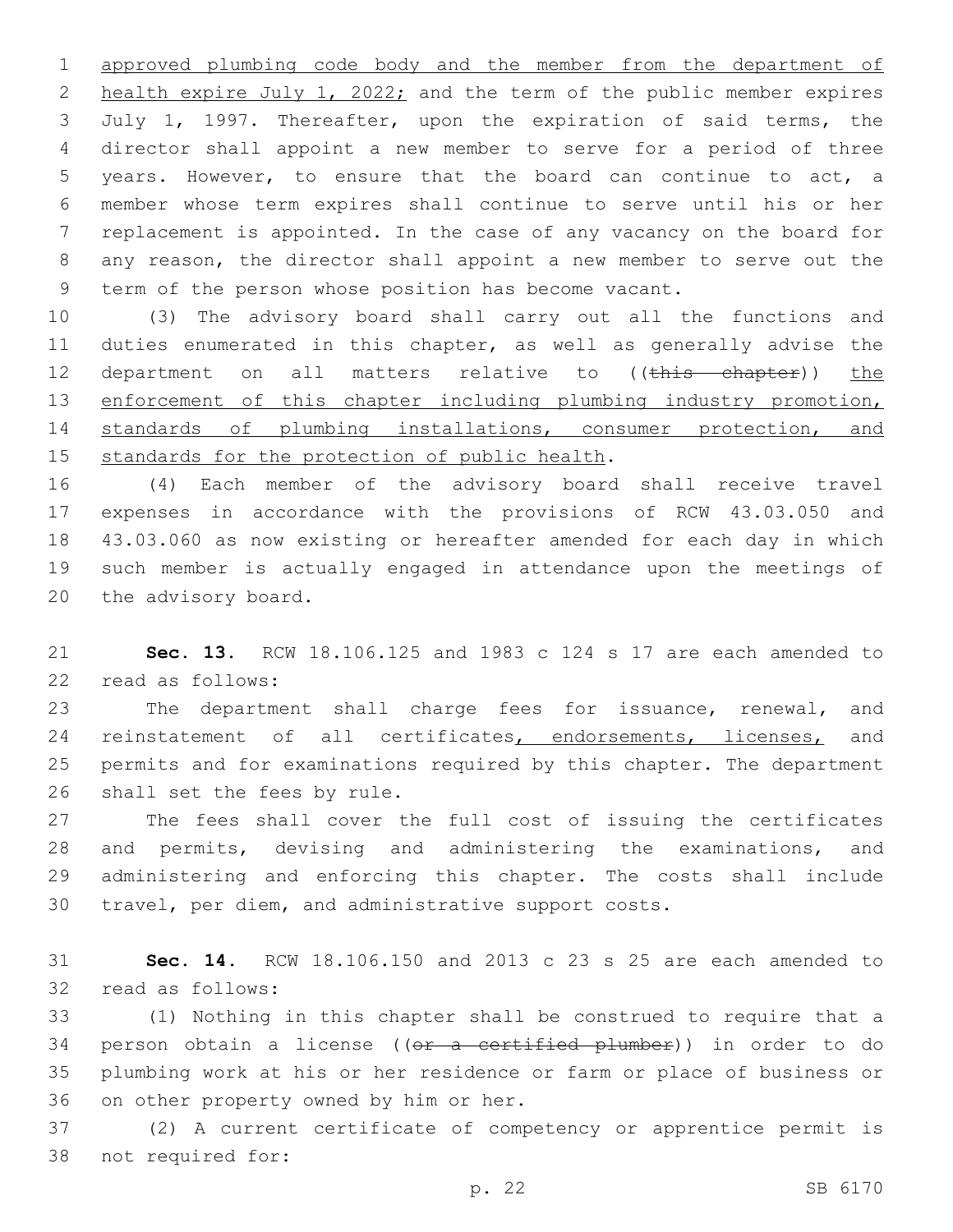approved plumbing code body and the member from the department of health expire July 1, 2022; and the term of the public member expires July 1, 1997. Thereafter, upon the expiration of said terms, the director shall appoint a new member to serve for a period of three years. However, to ensure that the board can continue to act, a member whose term expires shall continue to serve until his or her replacement is appointed. In the case of any vacancy on the board for any reason, the director shall appoint a new member to serve out the term of the person whose position has become vacant.

(3) The advisory board shall carry out all the functions and duties enumerated in this chapter, as well as generally advise the department on all matters relative to ((~~this chapter~~)) the enforcement of this chapter including plumbing industry promotion, standards of plumbing installations, consumer protection, and standards for the protection of public health.

(4) Each member of the advisory board shall receive travel expenses in accordance with the provisions of RCW 43.03.050 and 43.03.060 as now existing or hereafter amended for each day in which such member is actually engaged in attendance upon the meetings of the advisory board.

**Sec. 13.** RCW 18.106.125 and 1983 c 124 s 17 are each amended to read as follows:

The department shall charge fees for issuance, renewal, and reinstatement of all certificates, endorsements, licenses, and permits and for examinations required by this chapter. The department shall set the fees by rule.

The fees shall cover the full cost of issuing the certificates and permits, devising and administering the examinations, and administering and enforcing this chapter. The costs shall include travel, per diem, and administrative support costs.

**Sec. 14.** RCW 18.106.150 and 2013 c 23 s 25 are each amended to read as follows:

(1) Nothing in this chapter shall be construed to require that a person obtain a license ((~~or a certified plumber~~)) in order to do plumbing work at his or her residence or farm or place of business or on other property owned by him or her.

(2) A current certificate of competency or apprentice permit is not required for: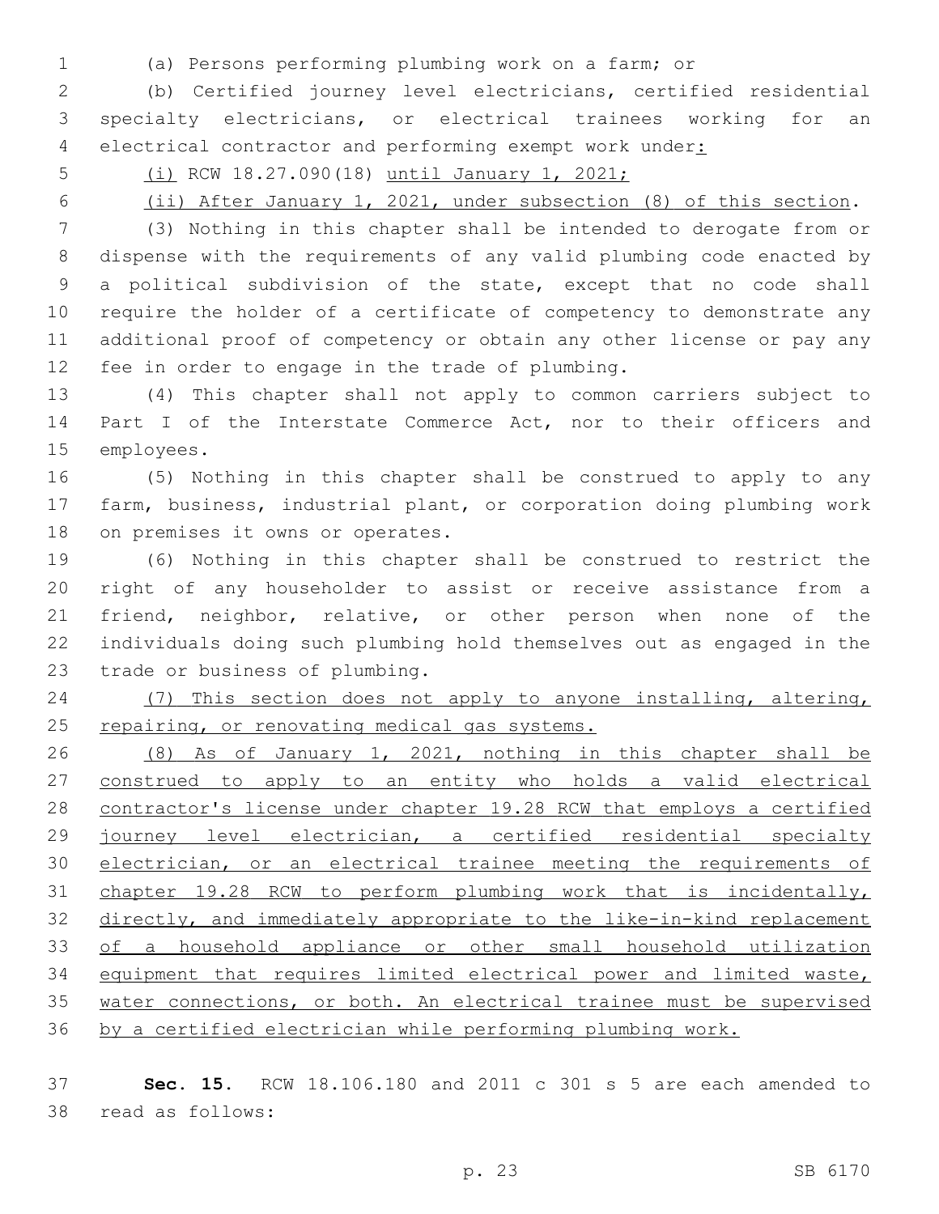(a) Persons performing plumbing work on a farm; or

(b) Certified journey level electricians, certified residential specialty electricians, or electrical trainees working for an electrical contractor and performing exempt work under:

(i) RCW 18.27.090(18) until January 1, 2021;

(ii) After January 1, 2021, under subsection (8) of this section.

(3) Nothing in this chapter shall be intended to derogate from or dispense with the requirements of any valid plumbing code enacted by a political subdivision of the state, except that no code shall require the holder of a certificate of competency to demonstrate any additional proof of competency or obtain any other license or pay any fee in order to engage in the trade of plumbing.

(4) This chapter shall not apply to common carriers subject to Part I of the Interstate Commerce Act, nor to their officers and employees.

(5) Nothing in this chapter shall be construed to apply to any farm, business, industrial plant, or corporation doing plumbing work on premises it owns or operates.

(6) Nothing in this chapter shall be construed to restrict the right of any householder to assist or receive assistance from a friend, neighbor, relative, or other person when none of the individuals doing such plumbing hold themselves out as engaged in the trade or business of plumbing.

(7) This section does not apply to anyone installing, altering, repairing, or renovating medical gas systems.

(8) As of January 1, 2021, nothing in this chapter shall be construed to apply to an entity who holds a valid electrical contractor's license under chapter 19.28 RCW that employs a certified journey level electrician, a certified residential specialty electrician, or an electrical trainee meeting the requirements of chapter 19.28 RCW to perform plumbing work that is incidentally, directly, and immediately appropriate to the like-in-kind replacement of a household appliance or other small household utilization equipment that requires limited electrical power and limited waste, water connections, or both. An electrical trainee must be supervised by a certified electrician while performing plumbing work.

**Sec. 15.** RCW 18.106.180 and 2011 c 301 s 5 are each amended to read as follows: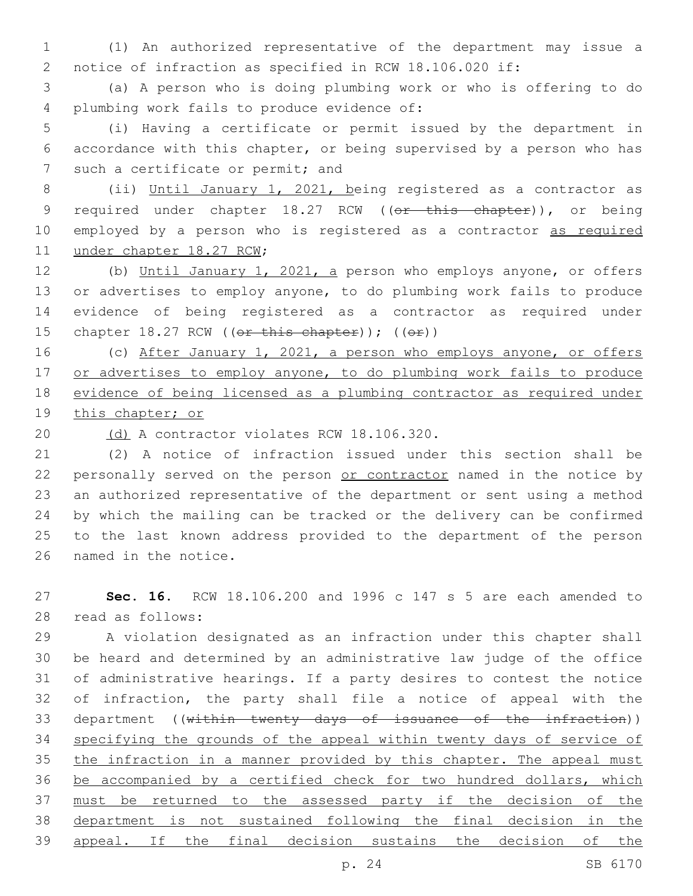(1) An authorized representative of the department may issue a notice of infraction as specified in RCW 18.106.020 if:

(a) A person who is doing plumbing work or who is offering to do plumbing work fails to produce evidence of:

(i) Having a certificate or permit issued by the department in accordance with this chapter, or being supervised by a person who has such a certificate or permit; and

(ii) Until January 1, 2021, being registered as a contractor as required under chapter 18.27 RCW ((~~or this chapter~~)), or being employed by a person who is registered as a contractor as required under chapter 18.27 RCW;

(b) Until January 1, 2021, a person who employs anyone, or offers or advertises to employ anyone, to do plumbing work fails to produce evidence of being registered as a contractor as required under chapter 18.27 RCW ((~~or this chapter~~)); ((~~or~~))

(c) After January 1, 2021, a person who employs anyone, or offers or advertises to employ anyone, to do plumbing work fails to produce evidence of being licensed as a plumbing contractor as required under this chapter; or

(d) A contractor violates RCW 18.106.320.

(2) A notice of infraction issued under this section shall be personally served on the person or contractor named in the notice by an authorized representative of the department or sent using a method by which the mailing can be tracked or the delivery can be confirmed to the last known address provided to the department of the person named in the notice.

**Sec. 16.** RCW 18.106.200 and 1996 c 147 s 5 are each amended to read as follows:

A violation designated as an infraction under this chapter shall be heard and determined by an administrative law judge of the office of administrative hearings. If a party desires to contest the notice of infraction, the party shall file a notice of appeal with the department ((~~within twenty days of issuance of the infraction~~)) specifying the grounds of the appeal within twenty days of service of the infraction in a manner provided by this chapter. The appeal must be accompanied by a certified check for two hundred dollars, which must be returned to the assessed party if the decision of the department is not sustained following the final decision in the appeal. If the final decision sustains the decision of the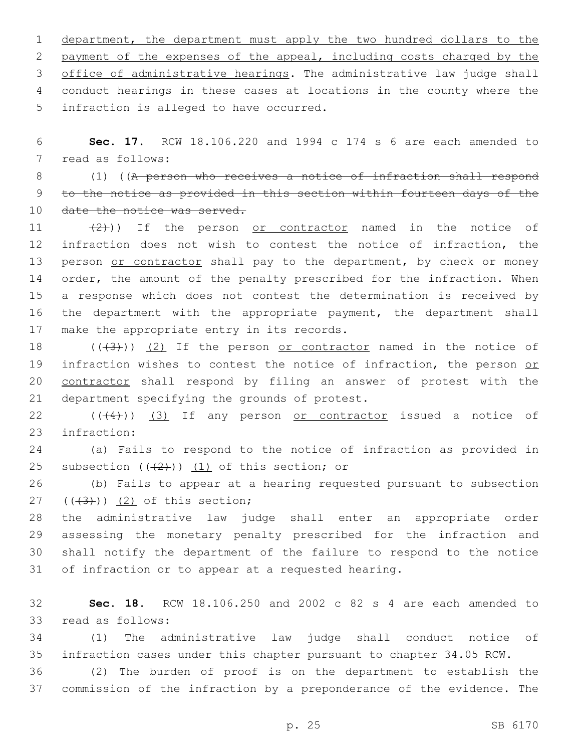department, the department must apply the two hundred dollars to the payment of the expenses of the appeal, including costs charged by the office of administrative hearings. The administrative law judge shall conduct hearings in these cases at locations in the county where the infraction is alleged to have occurred.

**Sec. 17.** RCW 18.106.220 and 1994 c 174 s 6 are each amended to read as follows:

(1) ((~~A person who receives a notice of infraction shall respond to the notice as provided in this section within fourteen days of the date the notice was served.~~

~~(2)~~)) If the person or contractor named in the notice of infraction does not wish to contest the notice of infraction, the person or contractor shall pay to the department, by check or money order, the amount of the penalty prescribed for the infraction. When a response which does not contest the determination is received by the department with the appropriate payment, the department shall make the appropriate entry in its records.

((~~(3)~~)) (2) If the person or contractor named in the notice of infraction wishes to contest the notice of infraction, the person or contractor shall respond by filing an answer of protest with the department specifying the grounds of protest.

((~~(4)~~)) (3) If any person or contractor issued a notice of infraction:

(a) Fails to respond to the notice of infraction as provided in subsection ((~~(2)~~)) (1) of this section; or

(b) Fails to appear at a hearing requested pursuant to subsection ((~~(3)~~)) (2) of this section;

the administrative law judge shall enter an appropriate order assessing the monetary penalty prescribed for the infraction and shall notify the department of the failure to respond to the notice of infraction or to appear at a requested hearing.

**Sec. 18.** RCW 18.106.250 and 2002 c 82 s 4 are each amended to read as follows:

(1) The administrative law judge shall conduct notice of infraction cases under this chapter pursuant to chapter 34.05 RCW.

(2) The burden of proof is on the department to establish the commission of the infraction by a preponderance of the evidence. The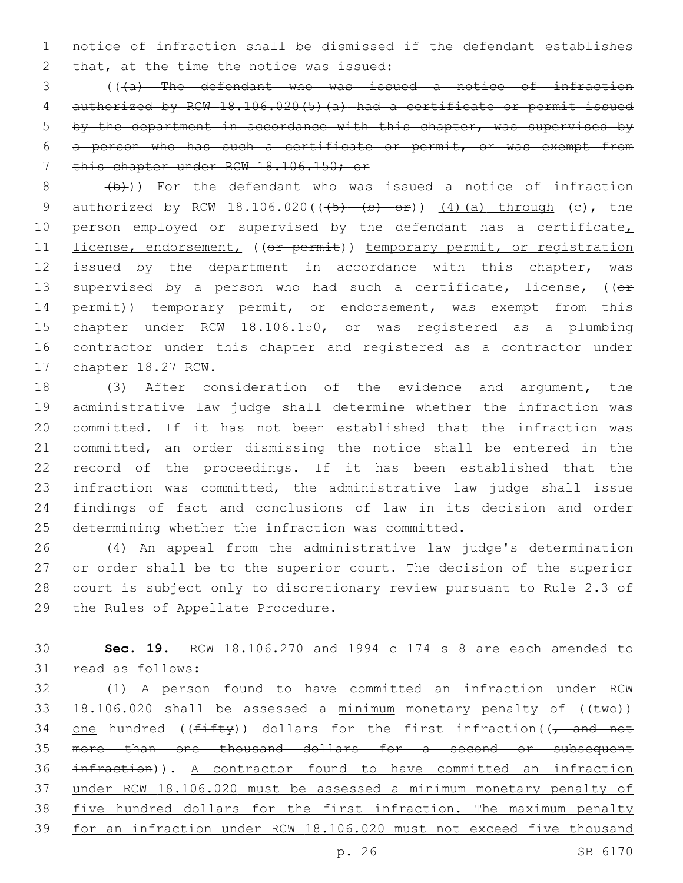notice of infraction shall be dismissed if the defendant establishes that, at the time the notice was issued:

((~~(a) The defendant who was issued a notice of infraction authorized by RCW 18.106.020(5)(a) had a certificate or permit issued by the department in accordance with this chapter, was supervised by a person who has such a certificate or permit, or was exempt from this chapter under RCW 18.106.150; or~~

~~(b)~~)) For the defendant who was issued a notice of infraction authorized by RCW 18.106.020((~~(5) (b) or~~)) <u>(4)(a) through</u> (c), the person employed or supervised by the defendant has a certificate<u>, license, endorsement,</u> ((~~or permit~~)) <u>temporary permit, or registration</u> issued by the department in accordance with this chapter, was supervised by a person who had such a certificate<u>, license,</u> ((~~or permit~~)) <u>temporary permit, or endorsement</u>, was exempt from this chapter under RCW 18.106.150, or was registered as a <u>plumbing</u> contractor under <u>this chapter and registered as a contractor under</u> chapter 18.27 RCW.

(3) After consideration of the evidence and argument, the administrative law judge shall determine whether the infraction was committed. If it has not been established that the infraction was committed, an order dismissing the notice shall be entered in the record of the proceedings. If it has been established that the infraction was committed, the administrative law judge shall issue findings of fact and conclusions of law in its decision and order determining whether the infraction was committed.

(4) An appeal from the administrative law judge's determination or order shall be to the superior court. The decision of the superior court is subject only to discretionary review pursuant to Rule 2.3 of the Rules of Appellate Procedure.

**Sec. 19.** RCW 18.106.270 and 1994 c 174 s 8 are each amended to read as follows:

(1) A person found to have committed an infraction under RCW 18.106.020 shall be assessed a <u>minimum</u> monetary penalty of ((~~two~~)) <u>one</u> hundred ((~~fifty~~)) dollars for the first infraction((~~, and not more than one thousand dollars for a second or subsequent infraction~~)). <u>A contractor found to have committed an infraction under RCW 18.106.020 must be assessed a minimum monetary penalty of five hundred dollars for the first infraction. The maximum penalty for an infraction under RCW 18.106.020 must not exceed five thousand</u>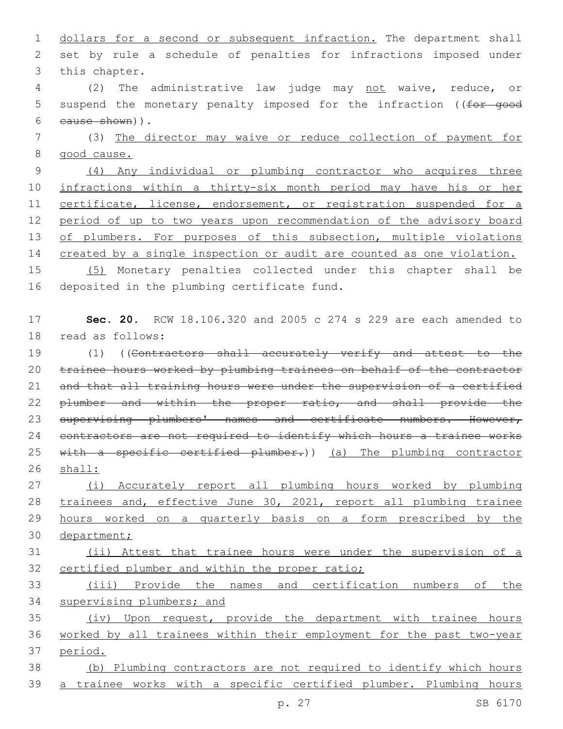dollars for a second or subsequent infraction. The department shall set by rule a schedule of penalties for infractions imposed under this chapter.

(2) The administrative law judge may not waive, reduce, or suspend the monetary penalty imposed for the infraction ((~~for good cause shown~~)).

(3) The director may waive or reduce collection of payment for good cause.

(4) Any individual or plumbing contractor who acquires three infractions within a thirty-six month period may have his or her certificate, license, endorsement, or registration suspended for a period of up to two years upon recommendation of the advisory board of plumbers. For purposes of this subsection, multiple violations created by a single inspection or audit are counted as one violation.

(5) Monetary penalties collected under this chapter shall be deposited in the plumbing certificate fund.

**Sec. 20.** RCW 18.106.320 and 2005 c 274 s 229 are each amended to read as follows:

(1) ((~~Contractors shall accurately verify and attest to the trainee hours worked by plumbing trainees on behalf of the contractor and that all training hours were under the supervision of a certified plumber and within the proper ratio, and shall provide the supervising plumbers' names and certificate numbers. However, contractors are not required to identify which hours a trainee works with a specific certified plumber.~~)) (a) The plumbing contractor shall:

(i) Accurately report all plumbing hours worked by plumbing trainees and, effective June 30, 2021, report all plumbing trainee hours worked on a quarterly basis on a form prescribed by the department;

(ii) Attest that trainee hours were under the supervision of a certified plumber and within the proper ratio;

(iii) Provide the names and certification numbers of the supervising plumbers; and

(iv) Upon request, provide the department with trainee hours worked by all trainees within their employment for the past two-year period.

(b) Plumbing contractors are not required to identify which hours a trainee works with a specific certified plumber. Plumbing hours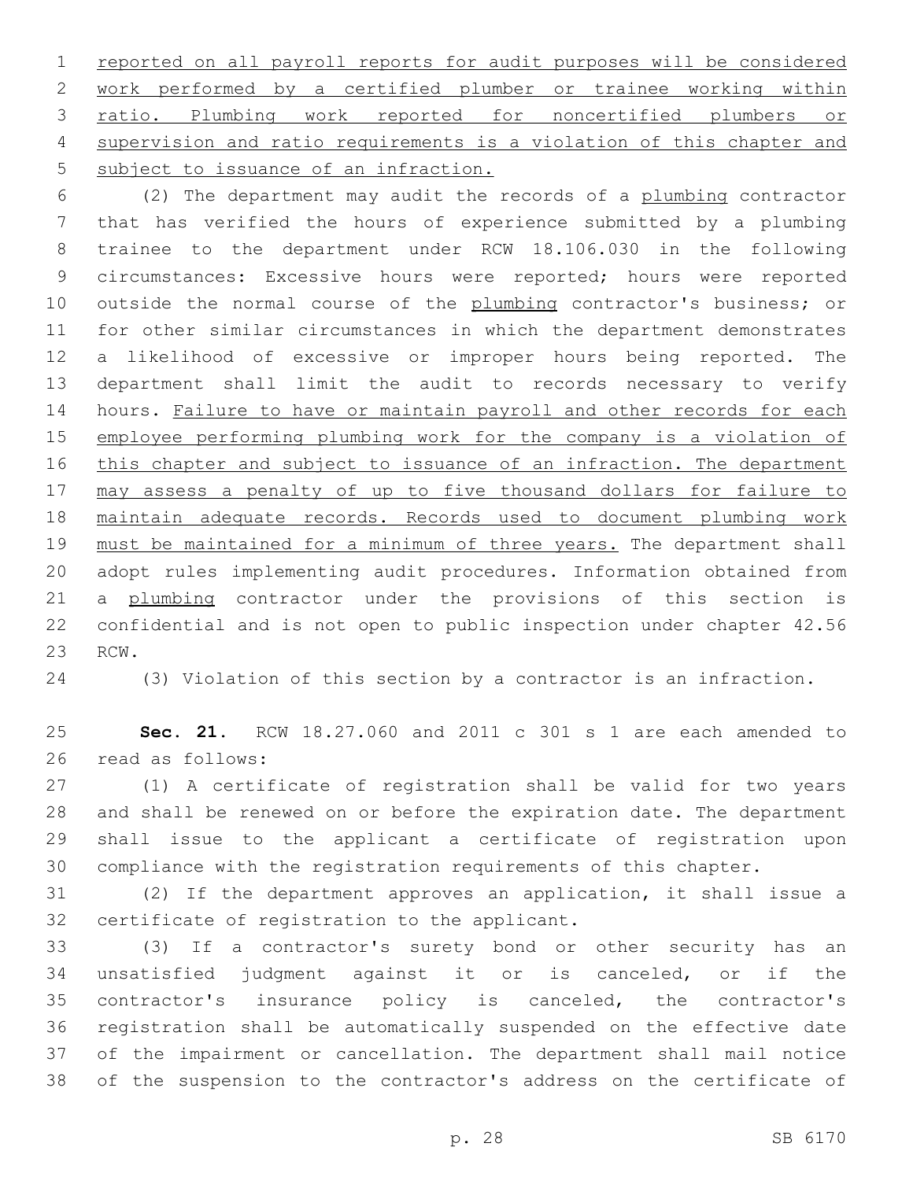reported on all payroll reports for audit purposes will be considered work performed by a certified plumber or trainee working within ratio. Plumbing work reported for noncertified plumbers or supervision and ratio requirements is a violation of this chapter and subject to issuance of an infraction.

(2) The department may audit the records of a plumbing contractor that has verified the hours of experience submitted by a plumbing trainee to the department under RCW 18.106.030 in the following circumstances: Excessive hours were reported; hours were reported outside the normal course of the plumbing contractor's business; or for other similar circumstances in which the department demonstrates a likelihood of excessive or improper hours being reported. The department shall limit the audit to records necessary to verify hours. Failure to have or maintain payroll and other records for each employee performing plumbing work for the company is a violation of this chapter and subject to issuance of an infraction. The department may assess a penalty of up to five thousand dollars for failure to maintain adequate records. Records used to document plumbing work must be maintained for a minimum of three years. The department shall adopt rules implementing audit procedures. Information obtained from a plumbing contractor under the provisions of this section is confidential and is not open to public inspection under chapter 42.56 RCW.

(3) Violation of this section by a contractor is an infraction.

**Sec. 21.** RCW 18.27.060 and 2011 c 301 s 1 are each amended to read as follows:

(1) A certificate of registration shall be valid for two years and shall be renewed on or before the expiration date. The department shall issue to the applicant a certificate of registration upon compliance with the registration requirements of this chapter.

(2) If the department approves an application, it shall issue a certificate of registration to the applicant.

(3) If a contractor's surety bond or other security has an unsatisfied judgment against it or is canceled, or if the contractor's insurance policy is canceled, the contractor's registration shall be automatically suspended on the effective date of the impairment or cancellation. The department shall mail notice of the suspension to the contractor's address on the certificate of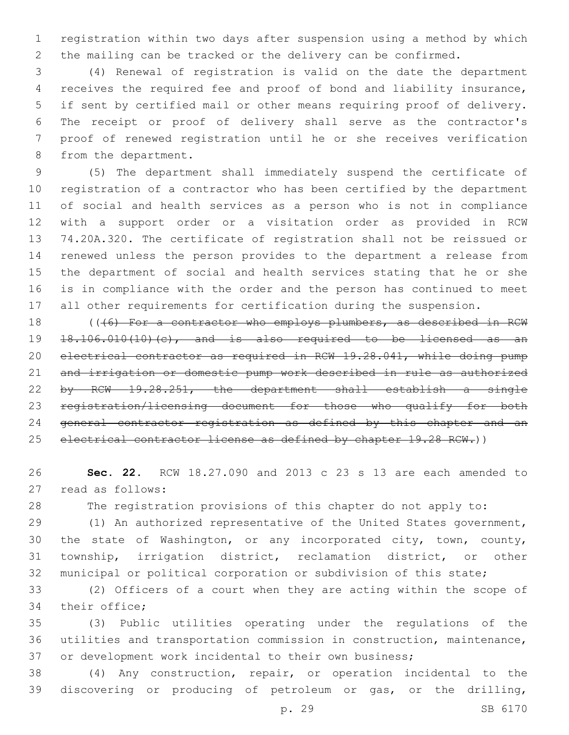registration within two days after suspension using a method by which the mailing can be tracked or the delivery can be confirmed.

(4) Renewal of registration is valid on the date the department receives the required fee and proof of bond and liability insurance, if sent by certified mail or other means requiring proof of delivery. The receipt or proof of delivery shall serve as the contractor's proof of renewed registration until he or she receives verification from the department.

(5) The department shall immediately suspend the certificate of registration of a contractor who has been certified by the department of social and health services as a person who is not in compliance with a support order or a visitation order as provided in RCW 74.20A.320. The certificate of registration shall not be reissued or renewed unless the person provides to the department a release from the department of social and health services stating that he or she is in compliance with the order and the person has continued to meet all other requirements for certification during the suspension.

((~~(6) For a contractor who employs plumbers, as described in RCW 18.106.010(10)(c), and is also required to be licensed as an electrical contractor as required in RCW 19.28.041, while doing pump and irrigation or domestic pump work described in rule as authorized by RCW 19.28.251, the department shall establish a single registration/licensing document for those who qualify for both general contractor registration as defined by this chapter and an electrical contractor license as defined by chapter 19.28 RCW.~~))

**Sec. 22.** RCW 18.27.090 and 2013 c 23 s 13 are each amended to read as follows:

The registration provisions of this chapter do not apply to:

(1) An authorized representative of the United States government, the state of Washington, or any incorporated city, town, county, township, irrigation district, reclamation district, or other municipal or political corporation or subdivision of this state;

(2) Officers of a court when they are acting within the scope of their office;

(3) Public utilities operating under the regulations of the utilities and transportation commission in construction, maintenance, or development work incidental to their own business;

(4) Any construction, repair, or operation incidental to the discovering or producing of petroleum or gas, or the drilling,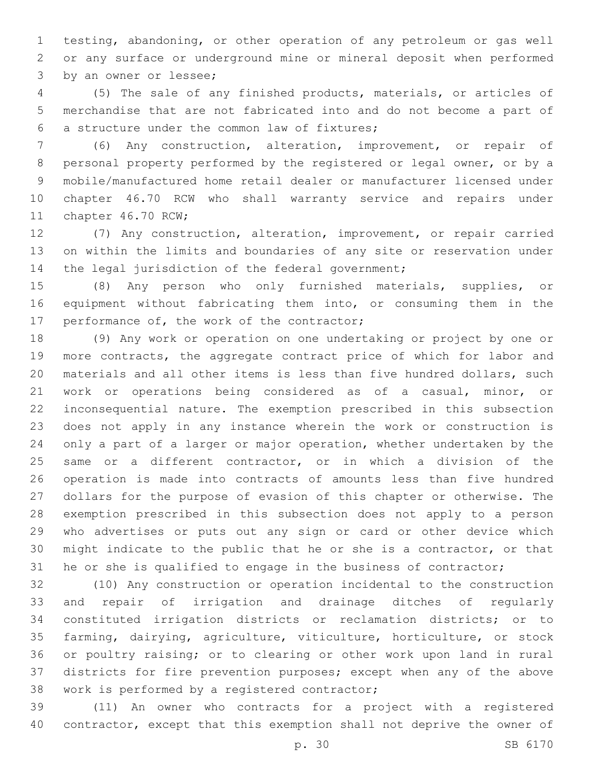testing, abandoning, or other operation of any petroleum or gas well or any surface or underground mine or mineral deposit when performed by an owner or lessee;

(5) The sale of any finished products, materials, or articles of merchandise that are not fabricated into and do not become a part of a structure under the common law of fixtures;

(6) Any construction, alteration, improvement, or repair of personal property performed by the registered or legal owner, or by a mobile/manufactured home retail dealer or manufacturer licensed under chapter 46.70 RCW who shall warranty service and repairs under chapter 46.70 RCW;

(7) Any construction, alteration, improvement, or repair carried on within the limits and boundaries of any site or reservation under the legal jurisdiction of the federal government;

(8) Any person who only furnished materials, supplies, or equipment without fabricating them into, or consuming them in the performance of, the work of the contractor;

(9) Any work or operation on one undertaking or project by one or more contracts, the aggregate contract price of which for labor and materials and all other items is less than five hundred dollars, such work or operations being considered as of a casual, minor, or inconsequential nature. The exemption prescribed in this subsection does not apply in any instance wherein the work or construction is only a part of a larger or major operation, whether undertaken by the same or a different contractor, or in which a division of the operation is made into contracts of amounts less than five hundred dollars for the purpose of evasion of this chapter or otherwise. The exemption prescribed in this subsection does not apply to a person who advertises or puts out any sign or card or other device which might indicate to the public that he or she is a contractor, or that he or she is qualified to engage in the business of contractor;

(10) Any construction or operation incidental to the construction and repair of irrigation and drainage ditches of regularly constituted irrigation districts or reclamation districts; or to farming, dairying, agriculture, viticulture, horticulture, or stock or poultry raising; or to clearing or other work upon land in rural districts for fire prevention purposes; except when any of the above work is performed by a registered contractor;

(11) An owner who contracts for a project with a registered contractor, except that this exemption shall not deprive the owner of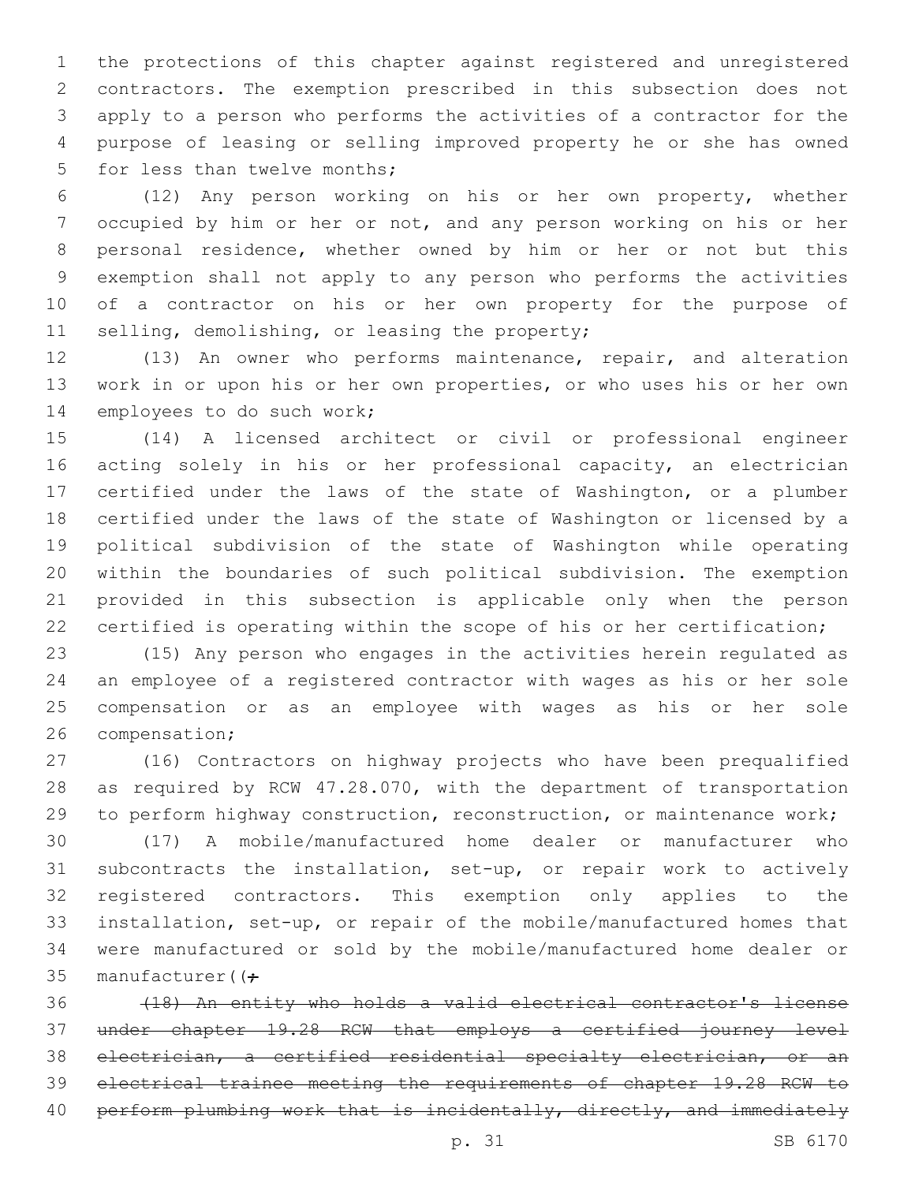the protections of this chapter against registered and unregistered contractors. The exemption prescribed in this subsection does not apply to a person who performs the activities of a contractor for the purpose of leasing or selling improved property he or she has owned for less than twelve months;

(12) Any person working on his or her own property, whether occupied by him or her or not, and any person working on his or her personal residence, whether owned by him or her or not but this exemption shall not apply to any person who performs the activities of a contractor on his or her own property for the purpose of selling, demolishing, or leasing the property;

(13) An owner who performs maintenance, repair, and alteration work in or upon his or her own properties, or who uses his or her own employees to do such work;

(14) A licensed architect or civil or professional engineer acting solely in his or her professional capacity, an electrician certified under the laws of the state of Washington, or a plumber certified under the laws of the state of Washington or licensed by a political subdivision of the state of Washington while operating within the boundaries of such political subdivision. The exemption provided in this subsection is applicable only when the person certified is operating within the scope of his or her certification;

(15) Any person who engages in the activities herein regulated as an employee of a registered contractor with wages as his or her sole compensation or as an employee with wages as his or her sole compensation;

(16) Contractors on highway projects who have been prequalified as required by RCW 47.28.070, with the department of transportation to perform highway construction, reconstruction, or maintenance work;

(17) A mobile/manufactured home dealer or manufacturer who subcontracts the installation, set-up, or repair work to actively registered contractors. This exemption only applies to the installation, set-up, or repair of the mobile/manufactured homes that were manufactured or sold by the mobile/manufactured home dealer or manufacturer((~~;~~

~~(18) An entity who holds a valid electrical contractor's license under chapter 19.28 RCW that employs a certified journey level electrician, a certified residential specialty electrician, or an electrical trainee meeting the requirements of chapter 19.28 RCW to perform plumbing work that is incidentally, directly, and immediately~~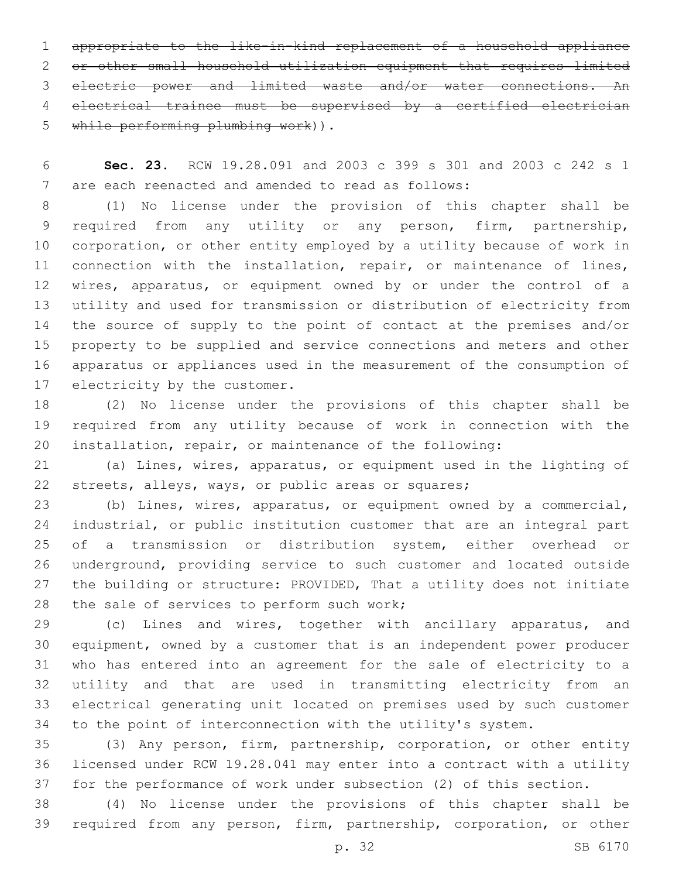~~appropriate to the like-in-kind replacement of a household appliance or other small household utilization equipment that requires limited electric power and limited waste and/or water connections. An electrical trainee must be supervised by a certified electrician while performing plumbing work~~)).

**Sec. 23.** RCW 19.28.091 and 2003 c 399 s 301 and 2003 c 242 s 1 are each reenacted and amended to read as follows:

(1) No license under the provision of this chapter shall be required from any utility or any person, firm, partnership, corporation, or other entity employed by a utility because of work in connection with the installation, repair, or maintenance of lines, wires, apparatus, or equipment owned by or under the control of a utility and used for transmission or distribution of electricity from the source of supply to the point of contact at the premises and/or property to be supplied and service connections and meters and other apparatus or appliances used in the measurement of the consumption of electricity by the customer.

(2) No license under the provisions of this chapter shall be required from any utility because of work in connection with the installation, repair, or maintenance of the following:

(a) Lines, wires, apparatus, or equipment used in the lighting of streets, alleys, ways, or public areas or squares;

(b) Lines, wires, apparatus, or equipment owned by a commercial, industrial, or public institution customer that are an integral part of a transmission or distribution system, either overhead or underground, providing service to such customer and located outside the building or structure: PROVIDED, That a utility does not initiate the sale of services to perform such work;

(c) Lines and wires, together with ancillary apparatus, and equipment, owned by a customer that is an independent power producer who has entered into an agreement for the sale of electricity to a utility and that are used in transmitting electricity from an electrical generating unit located on premises used by such customer to the point of interconnection with the utility's system.

(3) Any person, firm, partnership, corporation, or other entity licensed under RCW 19.28.041 may enter into a contract with a utility for the performance of work under subsection (2) of this section.

(4) No license under the provisions of this chapter shall be required from any person, firm, partnership, corporation, or other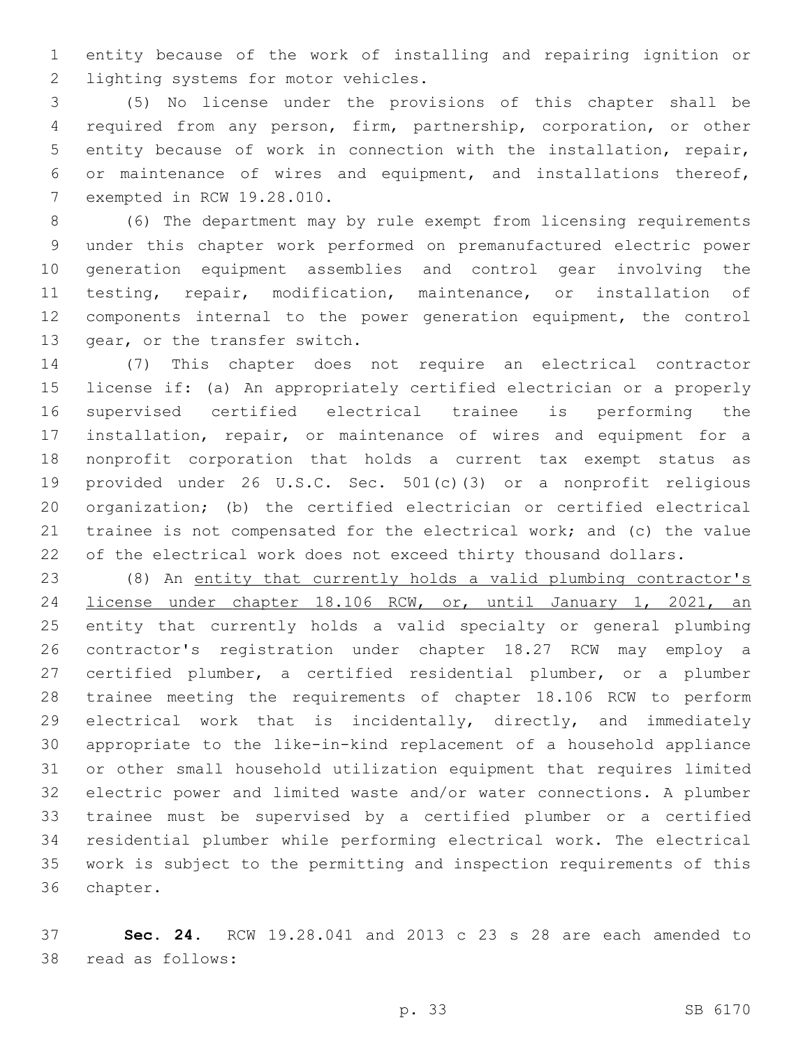entity because of the work of installing and repairing ignition or lighting systems for motor vehicles.

(5) No license under the provisions of this chapter shall be required from any person, firm, partnership, corporation, or other entity because of work in connection with the installation, repair, or maintenance of wires and equipment, and installations thereof, exempted in RCW 19.28.010.

(6) The department may by rule exempt from licensing requirements under this chapter work performed on premanufactured electric power generation equipment assemblies and control gear involving the testing, repair, modification, maintenance, or installation of components internal to the power generation equipment, the control gear, or the transfer switch.

(7) This chapter does not require an electrical contractor license if: (a) An appropriately certified electrician or a properly supervised certified electrical trainee is performing the installation, repair, or maintenance of wires and equipment for a nonprofit corporation that holds a current tax exempt status as provided under 26 U.S.C. Sec. 501(c)(3) or a nonprofit religious organization; (b) the certified electrician or certified electrical trainee is not compensated for the electrical work; and (c) the value of the electrical work does not exceed thirty thousand dollars.

(8) An <u>entity that currently holds a valid plumbing contractor's license under chapter 18.106 RCW, or, until January 1, 2021, an</u> entity that currently holds a valid specialty or general plumbing contractor's registration under chapter 18.27 RCW may employ a certified plumber, a certified residential plumber, or a plumber trainee meeting the requirements of chapter 18.106 RCW to perform electrical work that is incidentally, directly, and immediately appropriate to the like-in-kind replacement of a household appliance or other small household utilization equipment that requires limited electric power and limited waste and/or water connections. A plumber trainee must be supervised by a certified plumber or a certified residential plumber while performing electrical work. The electrical work is subject to the permitting and inspection requirements of this chapter.

**Sec. 24.** RCW 19.28.041 and 2013 c 23 s 28 are each amended to read as follows: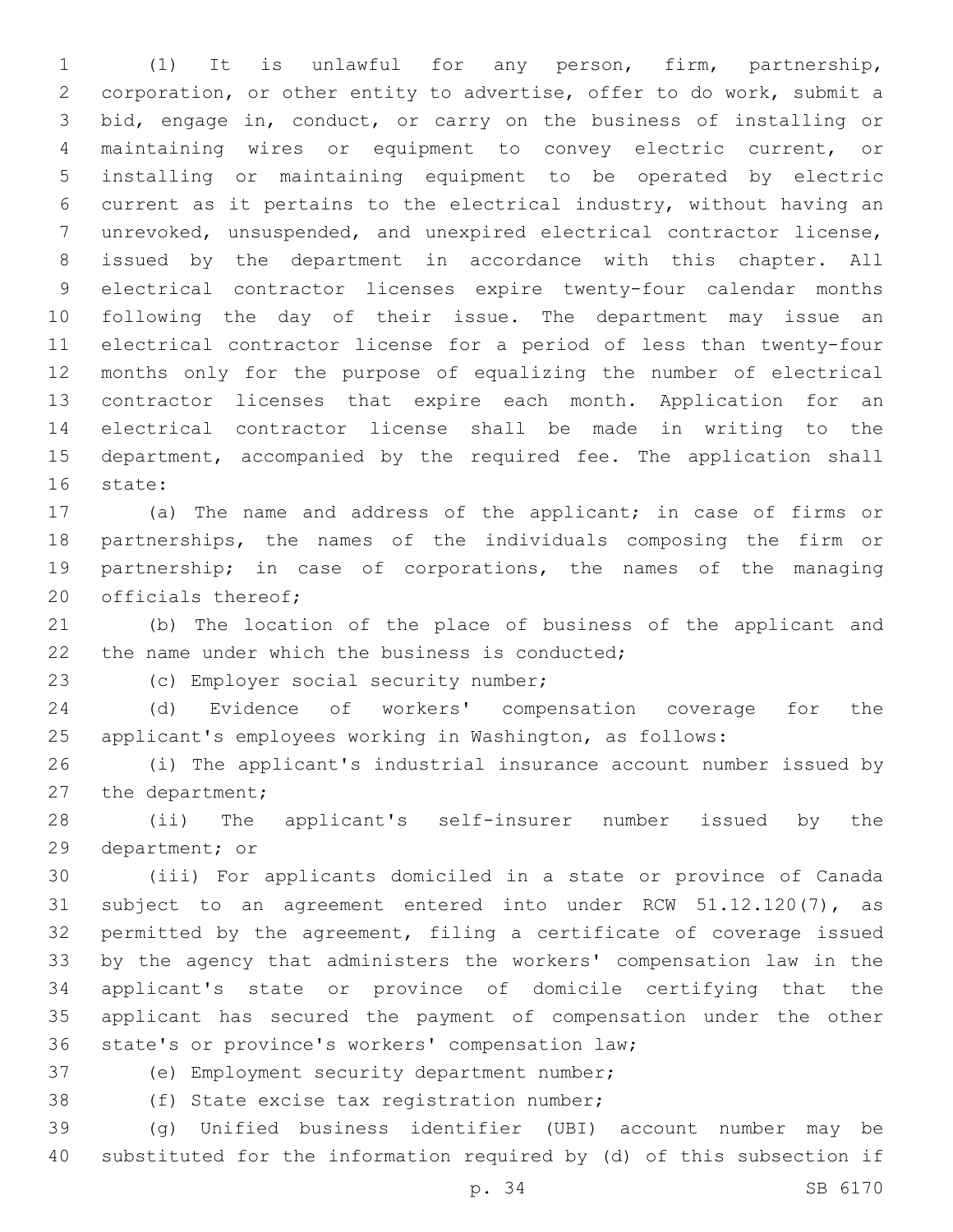(1) It is unlawful for any person, firm, partnership, corporation, or other entity to advertise, offer to do work, submit a bid, engage in, conduct, or carry on the business of installing or maintaining wires or equipment to convey electric current, or installing or maintaining equipment to be operated by electric current as it pertains to the electrical industry, without having an unrevoked, unsuspended, and unexpired electrical contractor license, issued by the department in accordance with this chapter. All electrical contractor licenses expire twenty-four calendar months following the day of their issue. The department may issue an electrical contractor license for a period of less than twenty-four months only for the purpose of equalizing the number of electrical contractor licenses that expire each month. Application for an electrical contractor license shall be made in writing to the department, accompanied by the required fee. The application shall state:

(a) The name and address of the applicant; in case of firms or partnerships, the names of the individuals composing the firm or partnership; in case of corporations, the names of the managing officials thereof;

(b) The location of the place of business of the applicant and the name under which the business is conducted;

(c) Employer social security number;

(d) Evidence of workers' compensation coverage for the applicant's employees working in Washington, as follows:

(i) The applicant's industrial insurance account number issued by the department;

(ii) The applicant's self-insurer number issued by the department; or

(iii) For applicants domiciled in a state or province of Canada subject to an agreement entered into under RCW 51.12.120(7), as permitted by the agreement, filing a certificate of coverage issued by the agency that administers the workers' compensation law in the applicant's state or province of domicile certifying that the applicant has secured the payment of compensation under the other state's or province's workers' compensation law;

(e) Employment security department number;

(f) State excise tax registration number;

(g) Unified business identifier (UBI) account number may be substituted for the information required by (d) of this subsection if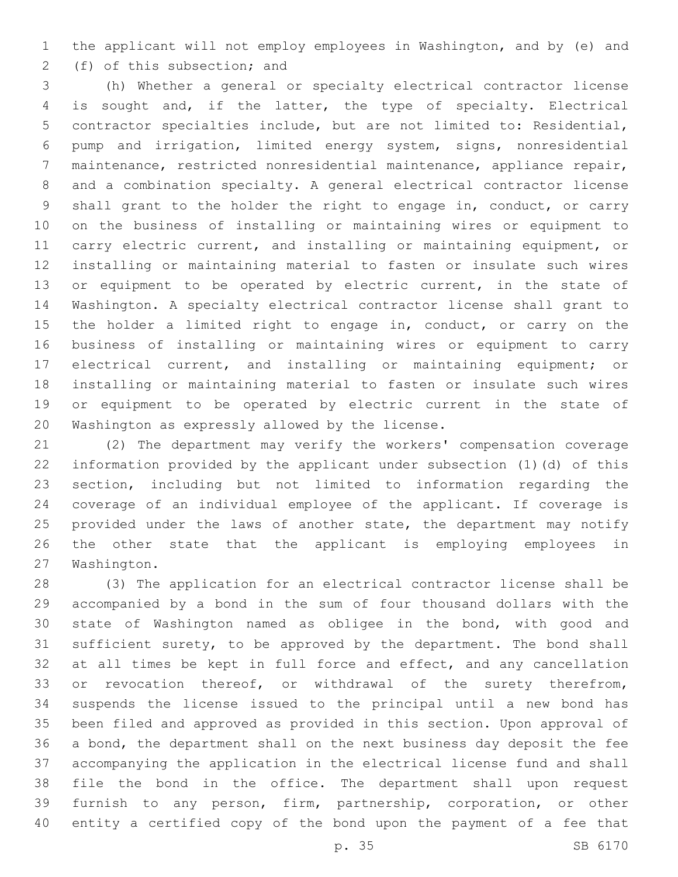the applicant will not employ employees in Washington, and by (e) and (f) of this subsection; and

(h) Whether a general or specialty electrical contractor license is sought and, if the latter, the type of specialty. Electrical contractor specialties include, but are not limited to: Residential, pump and irrigation, limited energy system, signs, nonresidential maintenance, restricted nonresidential maintenance, appliance repair, and a combination specialty. A general electrical contractor license shall grant to the holder the right to engage in, conduct, or carry on the business of installing or maintaining wires or equipment to carry electric current, and installing or maintaining equipment, or installing or maintaining material to fasten or insulate such wires or equipment to be operated by electric current, in the state of Washington. A specialty electrical contractor license shall grant to the holder a limited right to engage in, conduct, or carry on the business of installing or maintaining wires or equipment to carry electrical current, and installing or maintaining equipment; or installing or maintaining material to fasten or insulate such wires or equipment to be operated by electric current in the state of Washington as expressly allowed by the license.

(2) The department may verify the workers' compensation coverage information provided by the applicant under subsection (1)(d) of this section, including but not limited to information regarding the coverage of an individual employee of the applicant. If coverage is provided under the laws of another state, the department may notify the other state that the applicant is employing employees in Washington.

(3) The application for an electrical contractor license shall be accompanied by a bond in the sum of four thousand dollars with the state of Washington named as obligee in the bond, with good and sufficient surety, to be approved by the department. The bond shall at all times be kept in full force and effect, and any cancellation or revocation thereof, or withdrawal of the surety therefrom, suspends the license issued to the principal until a new bond has been filed and approved as provided in this section. Upon approval of a bond, the department shall on the next business day deposit the fee accompanying the application in the electrical license fund and shall file the bond in the office. The department shall upon request furnish to any person, firm, partnership, corporation, or other entity a certified copy of the bond upon the payment of a fee that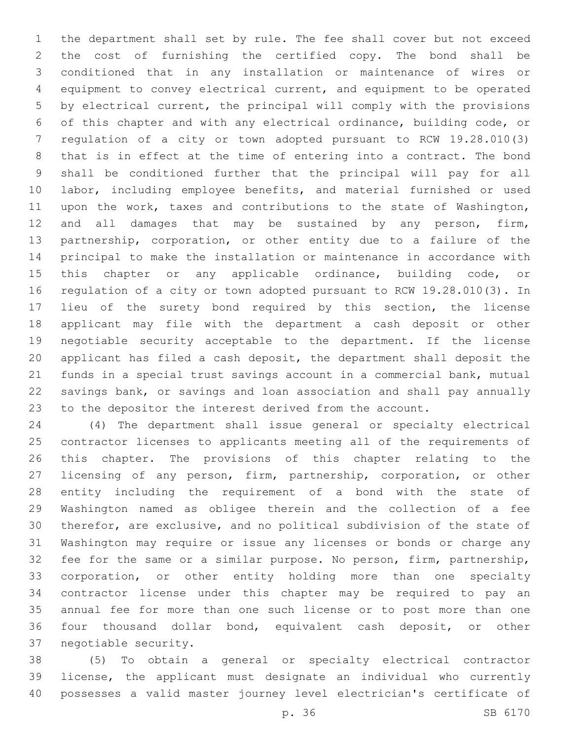the department shall set by rule. The fee shall cover but not exceed the cost of furnishing the certified copy. The bond shall be conditioned that in any installation or maintenance of wires or equipment to convey electrical current, and equipment to be operated by electrical current, the principal will comply with the provisions of this chapter and with any electrical ordinance, building code, or regulation of a city or town adopted pursuant to RCW 19.28.010(3) that is in effect at the time of entering into a contract. The bond shall be conditioned further that the principal will pay for all labor, including employee benefits, and material furnished or used upon the work, taxes and contributions to the state of Washington, and all damages that may be sustained by any person, firm, partnership, corporation, or other entity due to a failure of the principal to make the installation or maintenance in accordance with this chapter or any applicable ordinance, building code, or regulation of a city or town adopted pursuant to RCW 19.28.010(3). In lieu of the surety bond required by this section, the license applicant may file with the department a cash deposit or other negotiable security acceptable to the department. If the license applicant has filed a cash deposit, the department shall deposit the funds in a special trust savings account in a commercial bank, mutual savings bank, or savings and loan association and shall pay annually to the depositor the interest derived from the account.

(4) The department shall issue general or specialty electrical contractor licenses to applicants meeting all of the requirements of this chapter. The provisions of this chapter relating to the licensing of any person, firm, partnership, corporation, or other entity including the requirement of a bond with the state of Washington named as obligee therein and the collection of a fee therefor, are exclusive, and no political subdivision of the state of Washington may require or issue any licenses or bonds or charge any fee for the same or a similar purpose. No person, firm, partnership, corporation, or other entity holding more than one specialty contractor license under this chapter may be required to pay an annual fee for more than one such license or to post more than one four thousand dollar bond, equivalent cash deposit, or other negotiable security.

(5) To obtain a general or specialty electrical contractor license, the applicant must designate an individual who currently possesses a valid master journey level electrician's certificate of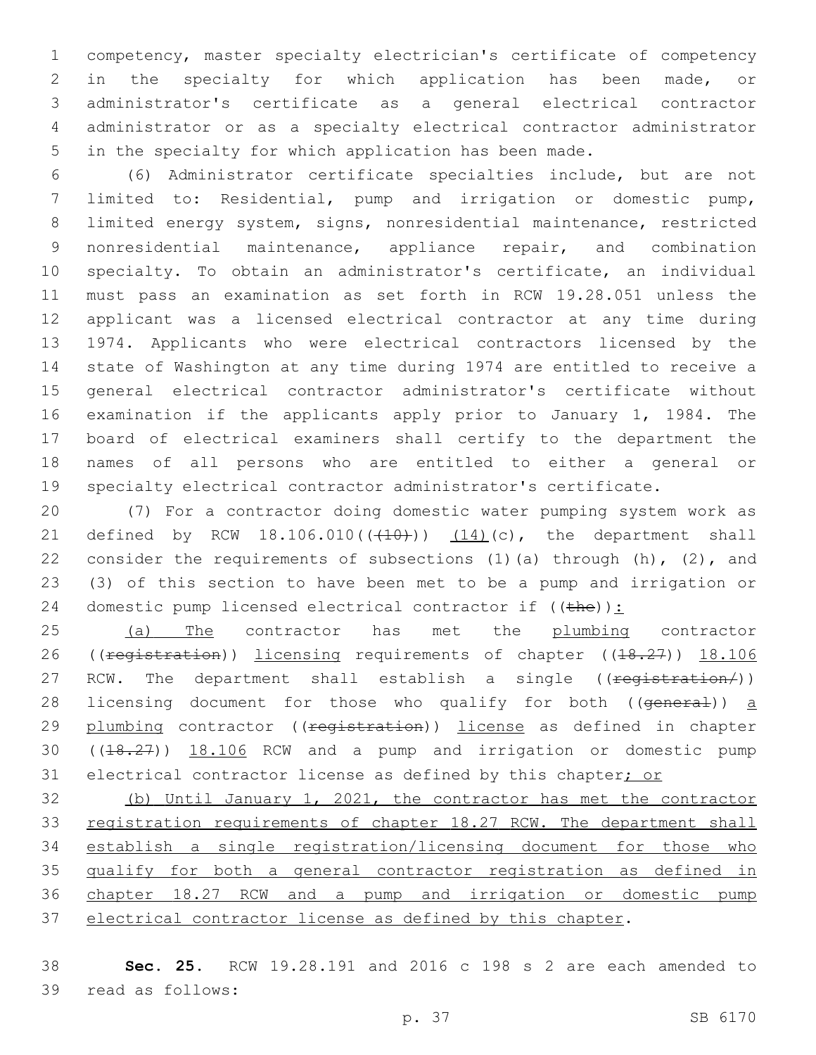competency, master specialty electrician's certificate of competency in the specialty for which application has been made, or administrator's certificate as a general electrical contractor administrator or as a specialty electrical contractor administrator in the specialty for which application has been made.

(6) Administrator certificate specialties include, but are not limited to: Residential, pump and irrigation or domestic pump, limited energy system, signs, nonresidential maintenance, restricted nonresidential maintenance, appliance repair, and combination specialty. To obtain an administrator's certificate, an individual must pass an examination as set forth in RCW 19.28.051 unless the applicant was a licensed electrical contractor at any time during 1974. Applicants who were electrical contractors licensed by the state of Washington at any time during 1974 are entitled to receive a general electrical contractor administrator's certificate without examination if the applicants apply prior to January 1, 1984. The board of electrical examiners shall certify to the department the names of all persons who are entitled to either a general or specialty electrical contractor administrator's certificate.

(7) For a contractor doing domestic water pumping system work as defined by RCW 18.106.010((~~(10)~~)) <u>(14)</u>(c), the department shall consider the requirements of subsections (1)(a) through (h), (2), and (3) of this section to have been met to be a pump and irrigation or domestic pump licensed electrical contractor if ((~~the~~))<u>:</u>

<u>(a) The</u> contractor has met the <u>plumbing</u> contractor ((~~registration~~)) <u>licensing</u> requirements of chapter ((~~18.27~~)) <u>18.106</u> RCW. The department shall establish a single ((~~registration/~~)) licensing document for those who qualify for both ((~~general~~)) <u>a plumbing</u> contractor ((~~registration~~)) <u>license</u> as defined in chapter ((~~18.27~~)) <u>18.106</u> RCW and a pump and irrigation or domestic pump electrical contractor license as defined by this chapter<u>; or</u>

<u>(b) Until January 1, 2021, the contractor has met the contractor registration requirements of chapter 18.27 RCW. The department shall establish a single registration/licensing document for those who qualify for both a general contractor registration as defined in chapter 18.27 RCW and a pump and irrigation or domestic pump electrical contractor license as defined by this chapter</u>.

**Sec. 25.** RCW 19.28.191 and 2016 c 198 s 2 are each amended to read as follows: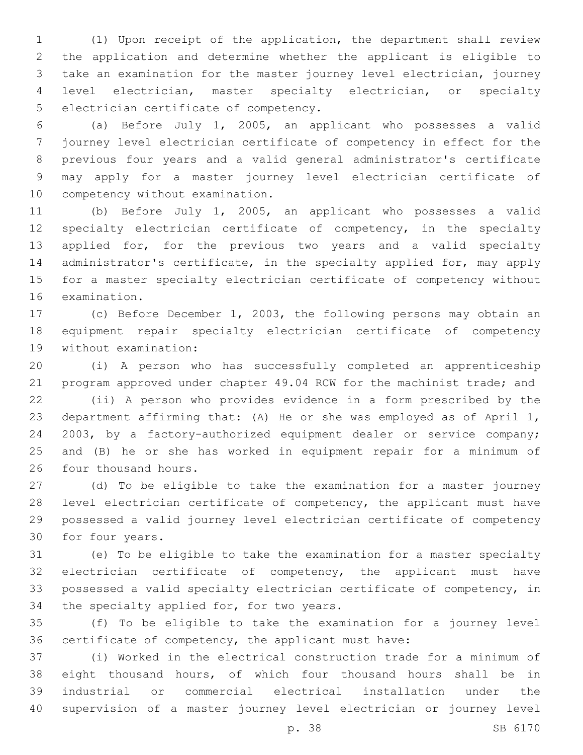(1) Upon receipt of the application, the department shall review the application and determine whether the applicant is eligible to take an examination for the master journey level electrician, journey level electrician, master specialty electrician, or specialty electrician certificate of competency.

(a) Before July 1, 2005, an applicant who possesses a valid journey level electrician certificate of competency in effect for the previous four years and a valid general administrator's certificate may apply for a master journey level electrician certificate of competency without examination.

(b) Before July 1, 2005, an applicant who possesses a valid specialty electrician certificate of competency, in the specialty applied for, for the previous two years and a valid specialty administrator's certificate, in the specialty applied for, may apply for a master specialty electrician certificate of competency without examination.

(c) Before December 1, 2003, the following persons may obtain an equipment repair specialty electrician certificate of competency without examination:

(i) A person who has successfully completed an apprenticeship program approved under chapter 49.04 RCW for the machinist trade; and

(ii) A person who provides evidence in a form prescribed by the department affirming that: (A) He or she was employed as of April 1, 2003, by a factory-authorized equipment dealer or service company; and (B) he or she has worked in equipment repair for a minimum of four thousand hours.

(d) To be eligible to take the examination for a master journey level electrician certificate of competency, the applicant must have possessed a valid journey level electrician certificate of competency for four years.

(e) To be eligible to take the examination for a master specialty electrician certificate of competency, the applicant must have possessed a valid specialty electrician certificate of competency, in the specialty applied for, for two years.

(f) To be eligible to take the examination for a journey level certificate of competency, the applicant must have:

(i) Worked in the electrical construction trade for a minimum of eight thousand hours, of which four thousand hours shall be in industrial or commercial electrical installation under the supervision of a master journey level electrician or journey level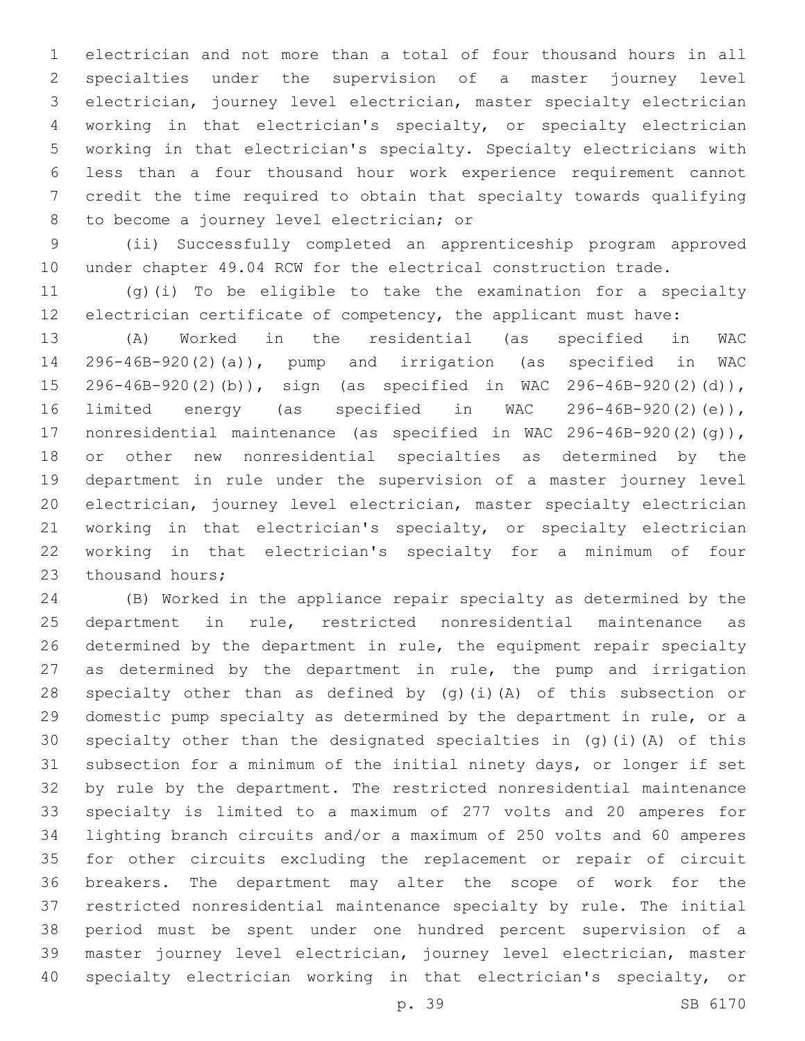electrician and not more than a total of four thousand hours in all specialties under the supervision of a master journey level electrician, journey level electrician, master specialty electrician working in that electrician's specialty, or specialty electrician working in that electrician's specialty. Specialty electricians with less than a four thousand hour work experience requirement cannot credit the time required to obtain that specialty towards qualifying to become a journey level electrician; or

(ii) Successfully completed an apprenticeship program approved under chapter 49.04 RCW for the electrical construction trade.

(g)(i) To be eligible to take the examination for a specialty electrician certificate of competency, the applicant must have:

(A) Worked in the residential (as specified in WAC 296-46B-920(2)(a)), pump and irrigation (as specified in WAC 296-46B-920(2)(b)), sign (as specified in WAC 296-46B-920(2)(d)), limited energy (as specified in WAC 296-46B-920(2)(e)), nonresidential maintenance (as specified in WAC 296-46B-920(2)(g)), or other new nonresidential specialties as determined by the department in rule under the supervision of a master journey level electrician, journey level electrician, master specialty electrician working in that electrician's specialty, or specialty electrician working in that electrician's specialty for a minimum of four thousand hours;

(B) Worked in the appliance repair specialty as determined by the department in rule, restricted nonresidential maintenance as determined by the department in rule, the equipment repair specialty as determined by the department in rule, the pump and irrigation specialty other than as defined by (g)(i)(A) of this subsection or domestic pump specialty as determined by the department in rule, or a specialty other than the designated specialties in (g)(i)(A) of this subsection for a minimum of the initial ninety days, or longer if set by rule by the department. The restricted nonresidential maintenance specialty is limited to a maximum of 277 volts and 20 amperes for lighting branch circuits and/or a maximum of 250 volts and 60 amperes for other circuits excluding the replacement or repair of circuit breakers. The department may alter the scope of work for the restricted nonresidential maintenance specialty by rule. The initial period must be spent under one hundred percent supervision of a master journey level electrician, journey level electrician, master specialty electrician working in that electrician's specialty, or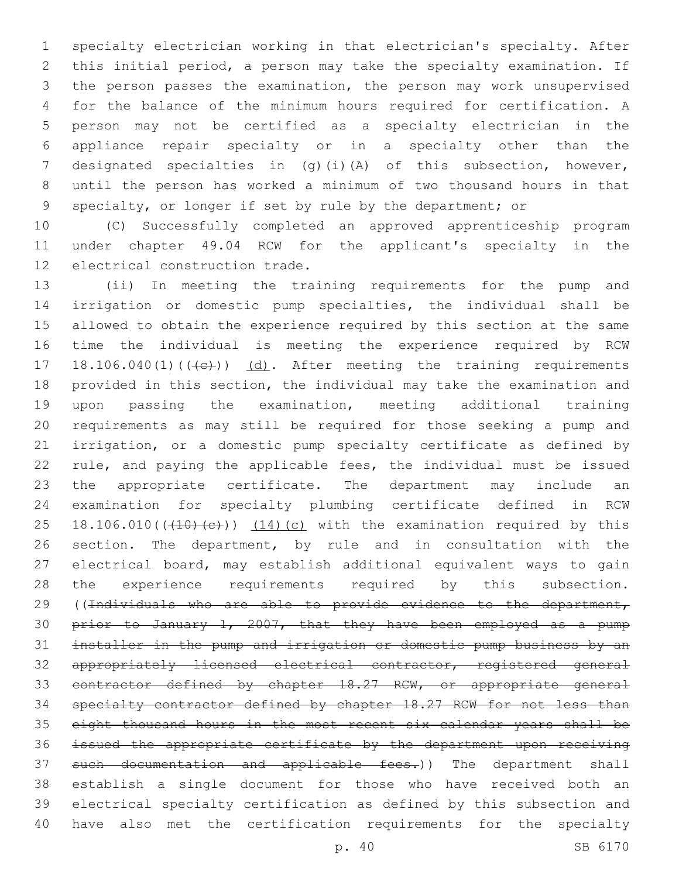specialty electrician working in that electrician's specialty. After this initial period, a person may take the specialty examination. If the person passes the examination, the person may work unsupervised for the balance of the minimum hours required for certification. A person may not be certified as a specialty electrician in the appliance repair specialty or in a specialty other than the designated specialties in (g)(i)(A) of this subsection, however, until the person has worked a minimum of two thousand hours in that specialty, or longer if set by rule by the department; or

(C) Successfully completed an approved apprenticeship program under chapter 49.04 RCW for the applicant's specialty in the electrical construction trade.

(ii) In meeting the training requirements for the pump and irrigation or domestic pump specialties, the individual shall be allowed to obtain the experience required by this section at the same time the individual is meeting the experience required by RCW 18.106.040(1)((~~(c)~~)) <u>(d)</u>. After meeting the training requirements provided in this section, the individual may take the examination and upon passing the examination, meeting additional training requirements as may still be required for those seeking a pump and irrigation, or a domestic pump specialty certificate as defined by rule, and paying the applicable fees, the individual must be issued the appropriate certificate. The department may include an examination for specialty plumbing certificate defined in RCW 18.106.010((~~(10)(c)~~)) <u>(14)(c)</u> with the examination required by this section. The department, by rule and in consultation with the electrical board, may establish additional equivalent ways to gain the experience requirements required by this subsection. ((~~Individuals who are able to provide evidence to the department, prior to January 1, 2007, that they have been employed as a pump installer in the pump and irrigation or domestic pump business by an appropriately licensed electrical contractor, registered general contractor defined by chapter 18.27 RCW, or appropriate general specialty contractor defined by chapter 18.27 RCW for not less than eight thousand hours in the most recent six calendar years shall be issued the appropriate certificate by the department upon receiving such documentation and applicable fees.~~)) The department shall establish a single document for those who have received both an electrical specialty certification as defined by this subsection and have also met the certification requirements for the specialty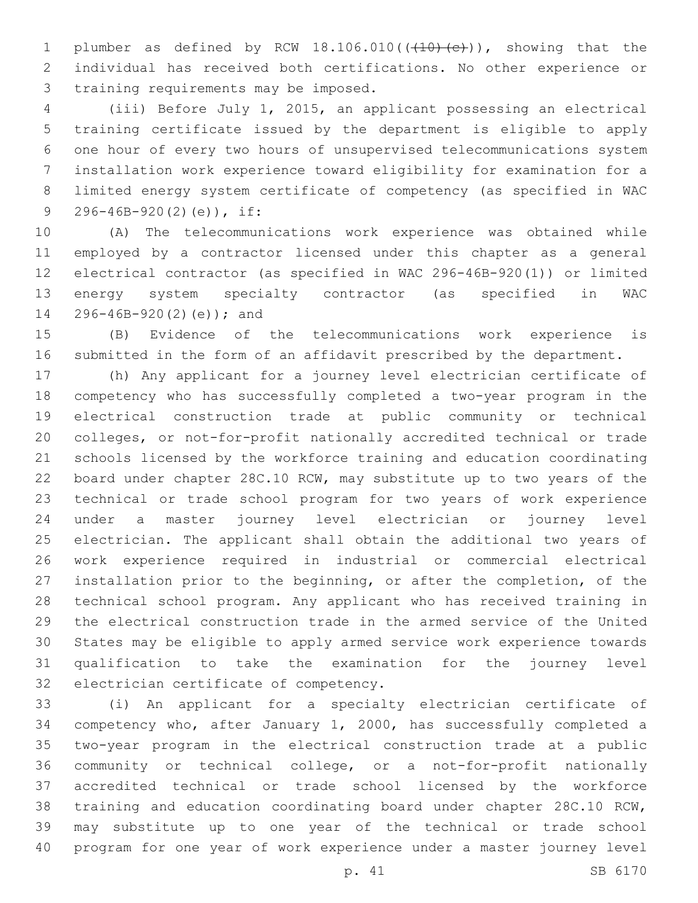plumber as defined by RCW 18.106.010(~~(10)(c)~~), showing that the individual has received both certifications. No other experience or training requirements may be imposed.

(iii) Before July 1, 2015, an applicant possessing an electrical training certificate issued by the department is eligible to apply one hour of every two hours of unsupervised telecommunications system installation work experience toward eligibility for examination for a limited energy system certificate of competency (as specified in WAC 296-46B-920(2)(e)), if:

(A) The telecommunications work experience was obtained while employed by a contractor licensed under this chapter as a general electrical contractor (as specified in WAC 296-46B-920(1)) or limited energy system specialty contractor (as specified in WAC 296-46B-920(2)(e)); and

(B) Evidence of the telecommunications work experience is submitted in the form of an affidavit prescribed by the department.

(h) Any applicant for a journey level electrician certificate of competency who has successfully completed a two-year program in the electrical construction trade at public community or technical colleges, or not-for-profit nationally accredited technical or trade schools licensed by the workforce training and education coordinating board under chapter 28C.10 RCW, may substitute up to two years of the technical or trade school program for two years of work experience under a master journey level electrician or journey level electrician. The applicant shall obtain the additional two years of work experience required in industrial or commercial electrical installation prior to the beginning, or after the completion, of the technical school program. Any applicant who has received training in the electrical construction trade in the armed service of the United States may be eligible to apply armed service work experience towards qualification to take the examination for the journey level electrician certificate of competency.

(i) An applicant for a specialty electrician certificate of competency who, after January 1, 2000, has successfully completed a two-year program in the electrical construction trade at a public community or technical college, or a not-for-profit nationally accredited technical or trade school licensed by the workforce training and education coordinating board under chapter 28C.10 RCW, may substitute up to one year of the technical or trade school program for one year of work experience under a master journey level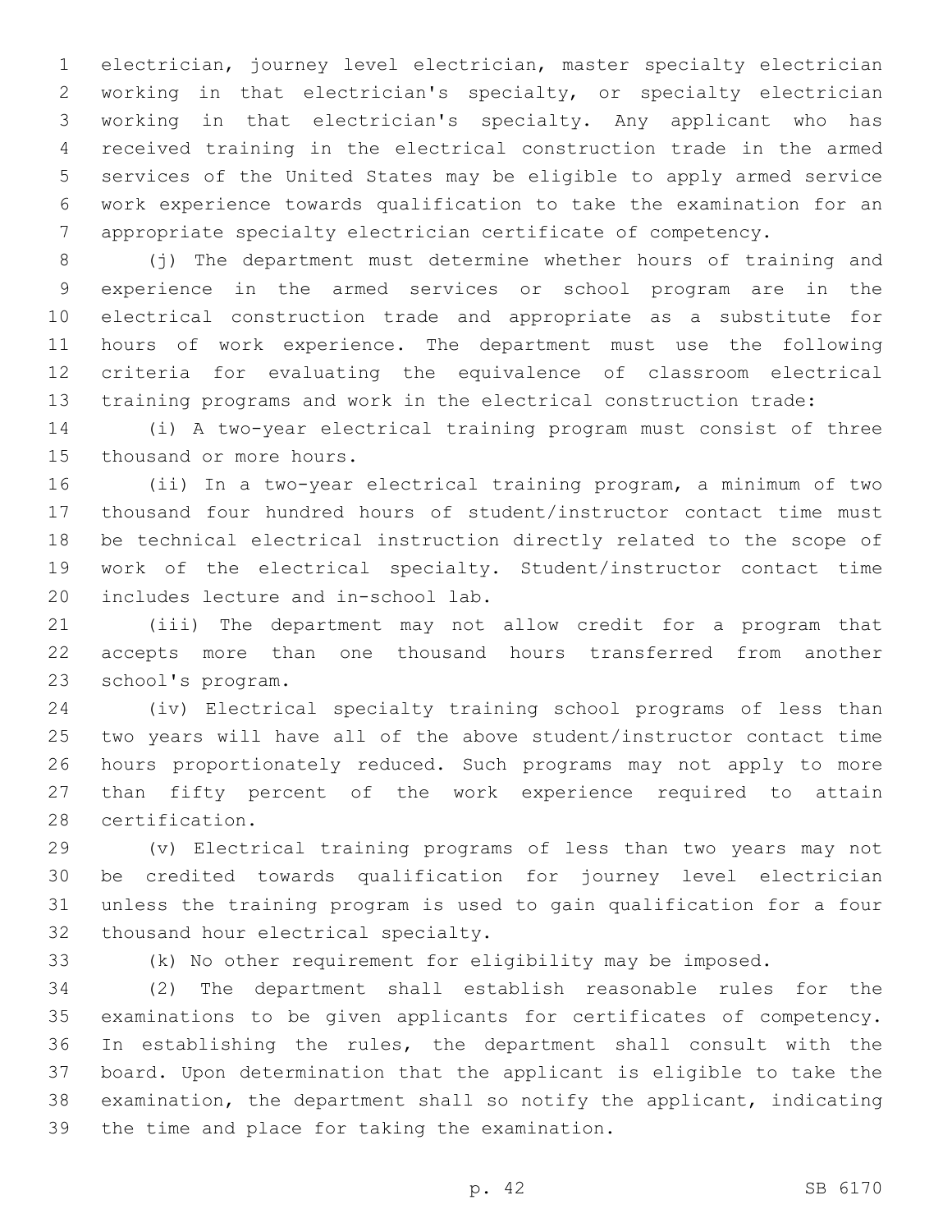electrician, journey level electrician, master specialty electrician working in that electrician's specialty, or specialty electrician working in that electrician's specialty. Any applicant who has received training in the electrical construction trade in the armed services of the United States may be eligible to apply armed service work experience towards qualification to take the examination for an appropriate specialty electrician certificate of competency.

(j) The department must determine whether hours of training and experience in the armed services or school program are in the electrical construction trade and appropriate as a substitute for hours of work experience. The department must use the following criteria for evaluating the equivalence of classroom electrical training programs and work in the electrical construction trade:

(i) A two-year electrical training program must consist of three thousand or more hours.

(ii) In a two-year electrical training program, a minimum of two thousand four hundred hours of student/instructor contact time must be technical electrical instruction directly related to the scope of work of the electrical specialty. Student/instructor contact time includes lecture and in-school lab.

(iii) The department may not allow credit for a program that accepts more than one thousand hours transferred from another school's program.

(iv) Electrical specialty training school programs of less than two years will have all of the above student/instructor contact time hours proportionately reduced. Such programs may not apply to more than fifty percent of the work experience required to attain certification.

(v) Electrical training programs of less than two years may not be credited towards qualification for journey level electrician unless the training program is used to gain qualification for a four thousand hour electrical specialty.

(k) No other requirement for eligibility may be imposed.

(2) The department shall establish reasonable rules for the examinations to be given applicants for certificates of competency. In establishing the rules, the department shall consult with the board. Upon determination that the applicant is eligible to take the examination, the department shall so notify the applicant, indicating the time and place for taking the examination.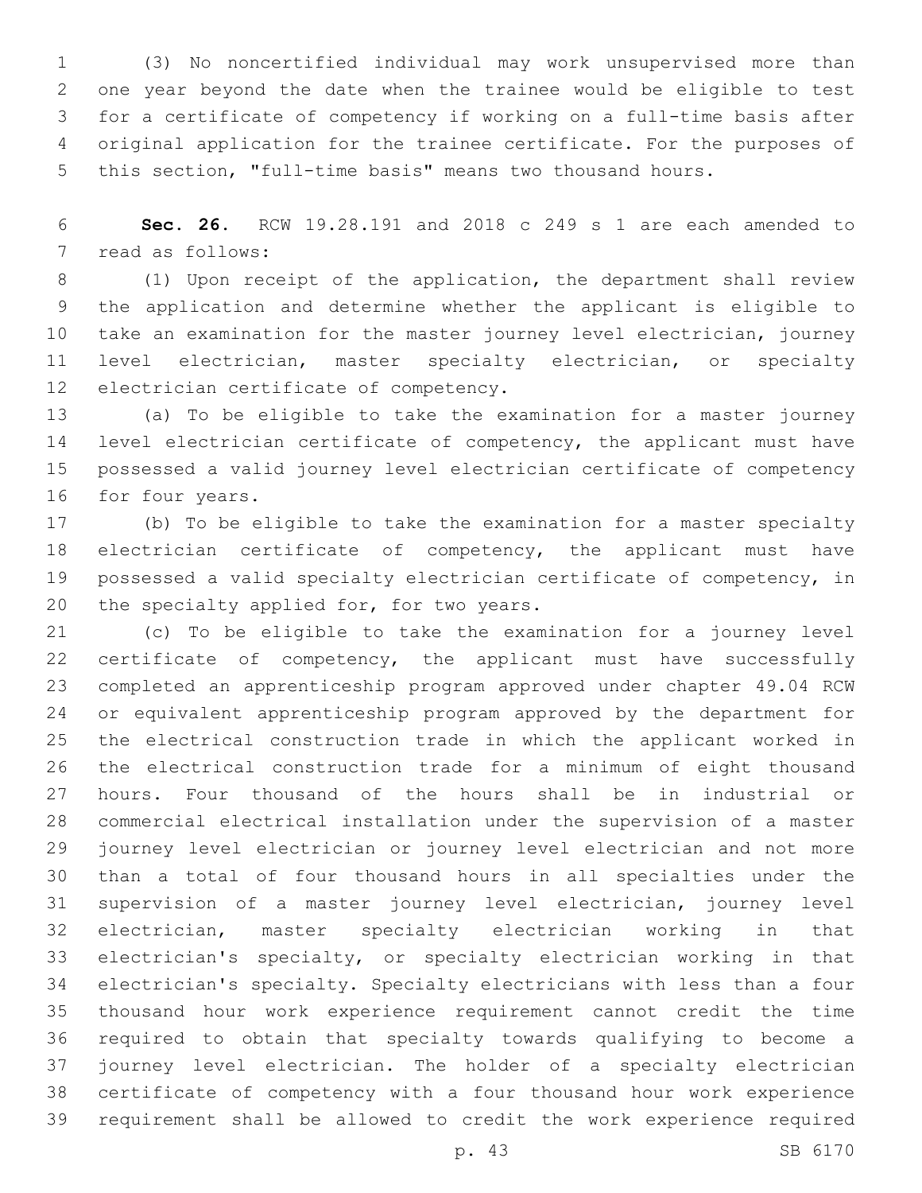(3) No noncertified individual may work unsupervised more than one year beyond the date when the trainee would be eligible to test for a certificate of competency if working on a full-time basis after original application for the trainee certificate. For the purposes of this section, "full-time basis" means two thousand hours.

**Sec. 26.** RCW 19.28.191 and 2018 c 249 s 1 are each amended to read as follows:

(1) Upon receipt of the application, the department shall review the application and determine whether the applicant is eligible to take an examination for the master journey level electrician, journey level electrician, master specialty electrician, or specialty electrician certificate of competency.

(a) To be eligible to take the examination for a master journey level electrician certificate of competency, the applicant must have possessed a valid journey level electrician certificate of competency for four years.

(b) To be eligible to take the examination for a master specialty electrician certificate of competency, the applicant must have possessed a valid specialty electrician certificate of competency, in the specialty applied for, for two years.

(c) To be eligible to take the examination for a journey level certificate of competency, the applicant must have successfully completed an apprenticeship program approved under chapter 49.04 RCW or equivalent apprenticeship program approved by the department for the electrical construction trade in which the applicant worked in the electrical construction trade for a minimum of eight thousand hours. Four thousand of the hours shall be in industrial or commercial electrical installation under the supervision of a master journey level electrician or journey level electrician and not more than a total of four thousand hours in all specialties under the supervision of a master journey level electrician, journey level electrician, master specialty electrician working in that electrician's specialty, or specialty electrician working in that electrician's specialty. Specialty electricians with less than a four thousand hour work experience requirement cannot credit the time required to obtain that specialty towards qualifying to become a journey level electrician. The holder of a specialty electrician certificate of competency with a four thousand hour work experience requirement shall be allowed to credit the work experience required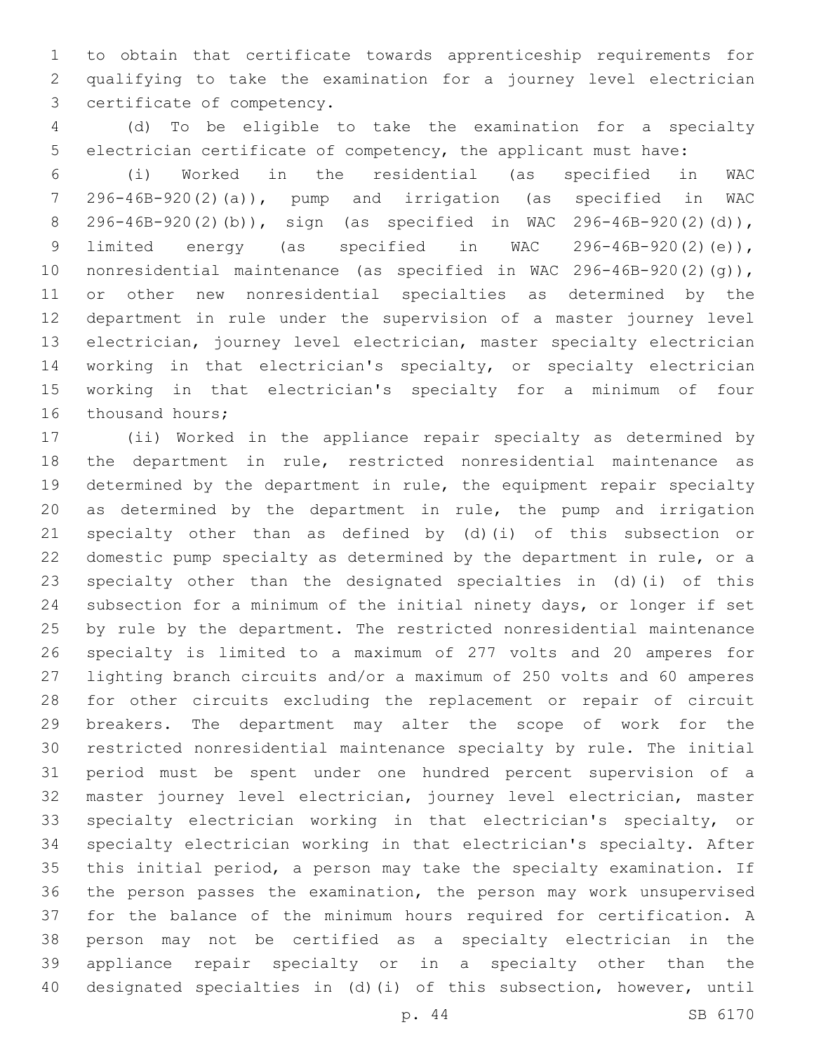to obtain that certificate towards apprenticeship requirements for qualifying to take the examination for a journey level electrician certificate of competency.

(d) To be eligible to take the examination for a specialty electrician certificate of competency, the applicant must have:

(i) Worked in the residential (as specified in WAC 296-46B-920(2)(a)), pump and irrigation (as specified in WAC 296-46B-920(2)(b)), sign (as specified in WAC 296-46B-920(2)(d)), limited energy (as specified in WAC 296-46B-920(2)(e)), nonresidential maintenance (as specified in WAC 296-46B-920(2)(g)), or other new nonresidential specialties as determined by the department in rule under the supervision of a master journey level electrician, journey level electrician, master specialty electrician working in that electrician's specialty, or specialty electrician working in that electrician's specialty for a minimum of four thousand hours;

(ii) Worked in the appliance repair specialty as determined by the department in rule, restricted nonresidential maintenance as determined by the department in rule, the equipment repair specialty as determined by the department in rule, the pump and irrigation specialty other than as defined by (d)(i) of this subsection or domestic pump specialty as determined by the department in rule, or a specialty other than the designated specialties in (d)(i) of this subsection for a minimum of the initial ninety days, or longer if set by rule by the department. The restricted nonresidential maintenance specialty is limited to a maximum of 277 volts and 20 amperes for lighting branch circuits and/or a maximum of 250 volts and 60 amperes for other circuits excluding the replacement or repair of circuit breakers. The department may alter the scope of work for the restricted nonresidential maintenance specialty by rule. The initial period must be spent under one hundred percent supervision of a master journey level electrician, journey level electrician, master specialty electrician working in that electrician's specialty, or specialty electrician working in that electrician's specialty. After this initial period, a person may take the specialty examination. If the person passes the examination, the person may work unsupervised for the balance of the minimum hours required for certification. A person may not be certified as a specialty electrician in the appliance repair specialty or in a specialty other than the designated specialties in (d)(i) of this subsection, however, until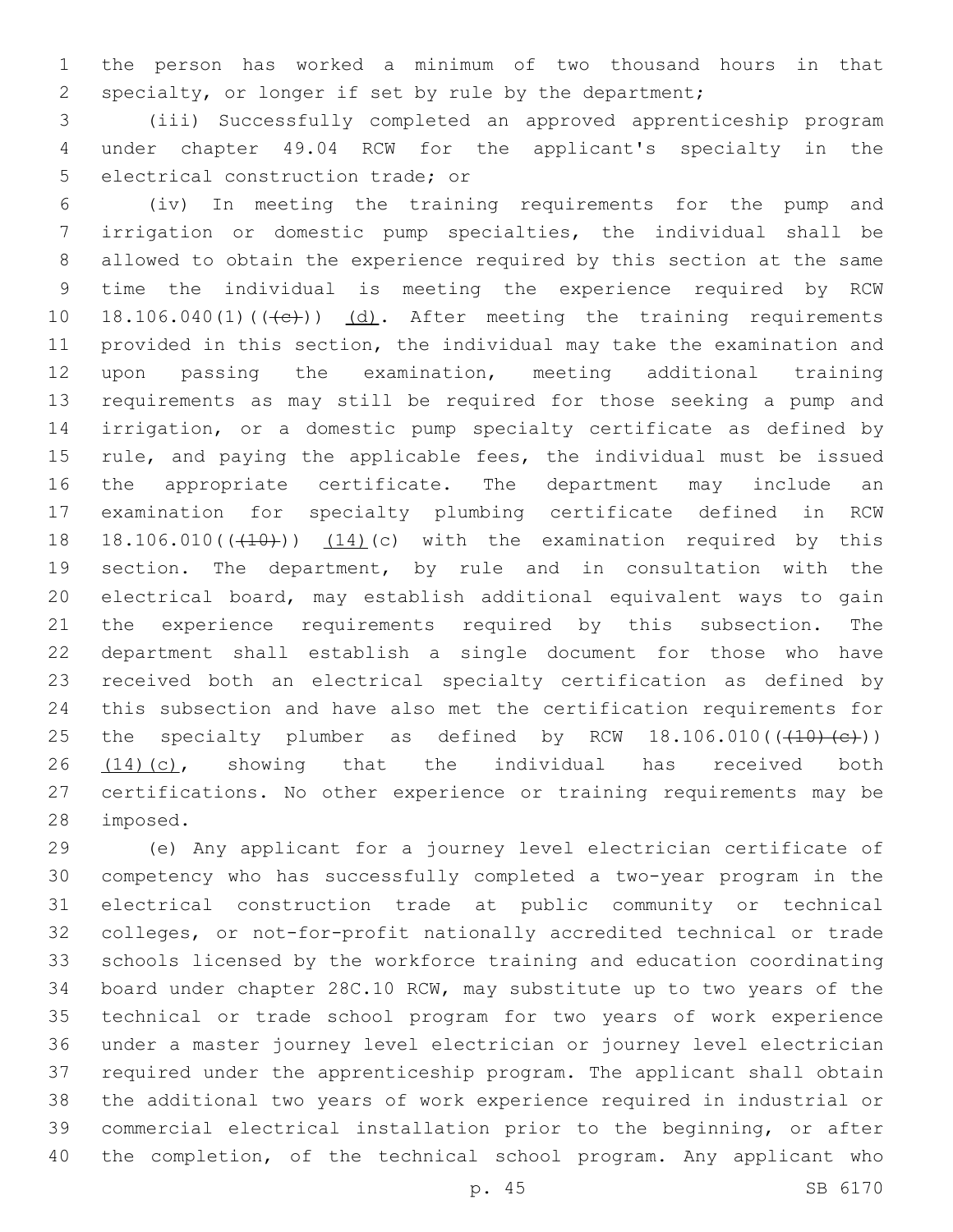the person has worked a minimum of two thousand hours in that specialty, or longer if set by rule by the department;

(iii) Successfully completed an approved apprenticeship program under chapter 49.04 RCW for the applicant's specialty in the electrical construction trade; or

(iv) In meeting the training requirements for the pump and irrigation or domestic pump specialties, the individual shall be allowed to obtain the experience required by this section at the same time the individual is meeting the experience required by RCW 18.106.040(1)((~~(c)~~)) (d). After meeting the training requirements provided in this section, the individual may take the examination and upon passing the examination, meeting additional training requirements as may still be required for those seeking a pump and irrigation, or a domestic pump specialty certificate as defined by rule, and paying the applicable fees, the individual must be issued the appropriate certificate. The department may include an examination for specialty plumbing certificate defined in RCW 18.106.010((~~(10)~~)) (14)(c) with the examination required by this section. The department, by rule and in consultation with the electrical board, may establish additional equivalent ways to gain the experience requirements required by this subsection. The department shall establish a single document for those who have received both an electrical specialty certification as defined by this subsection and have also met the certification requirements for the specialty plumber as defined by RCW 18.106.010((~~(10)(c)~~)) (14)(c), showing that the individual has received both certifications. No other experience or training requirements may be imposed.

(e) Any applicant for a journey level electrician certificate of competency who has successfully completed a two-year program in the electrical construction trade at public community or technical colleges, or not-for-profit nationally accredited technical or trade schools licensed by the workforce training and education coordinating board under chapter 28C.10 RCW, may substitute up to two years of the technical or trade school program for two years of work experience under a master journey level electrician or journey level electrician required under the apprenticeship program. The applicant shall obtain the additional two years of work experience required in industrial or commercial electrical installation prior to the beginning, or after the completion, of the technical school program. Any applicant who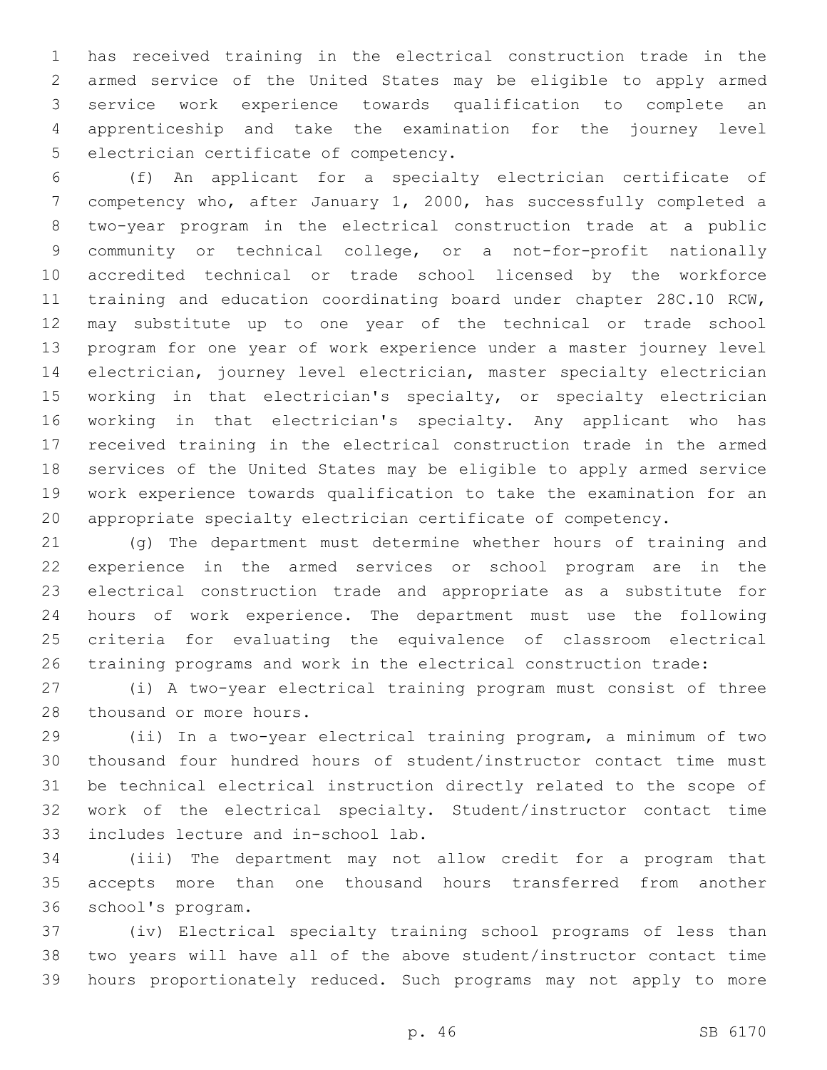has received training in the electrical construction trade in the armed service of the United States may be eligible to apply armed service work experience towards qualification to complete an apprenticeship and take the examination for the journey level electrician certificate of competency.

(f) An applicant for a specialty electrician certificate of competency who, after January 1, 2000, has successfully completed a two-year program in the electrical construction trade at a public community or technical college, or a not-for-profit nationally accredited technical or trade school licensed by the workforce training and education coordinating board under chapter 28C.10 RCW, may substitute up to one year of the technical or trade school program for one year of work experience under a master journey level electrician, journey level electrician, master specialty electrician working in that electrician's specialty, or specialty electrician working in that electrician's specialty. Any applicant who has received training in the electrical construction trade in the armed services of the United States may be eligible to apply armed service work experience towards qualification to take the examination for an appropriate specialty electrician certificate of competency.

(g) The department must determine whether hours of training and experience in the armed services or school program are in the electrical construction trade and appropriate as a substitute for hours of work experience. The department must use the following criteria for evaluating the equivalence of classroom electrical training programs and work in the electrical construction trade:

(i) A two-year electrical training program must consist of three thousand or more hours.

(ii) In a two-year electrical training program, a minimum of two thousand four hundred hours of student/instructor contact time must be technical electrical instruction directly related to the scope of work of the electrical specialty. Student/instructor contact time includes lecture and in-school lab.

(iii) The department may not allow credit for a program that accepts more than one thousand hours transferred from another school's program.

(iv) Electrical specialty training school programs of less than two years will have all of the above student/instructor contact time hours proportionately reduced. Such programs may not apply to more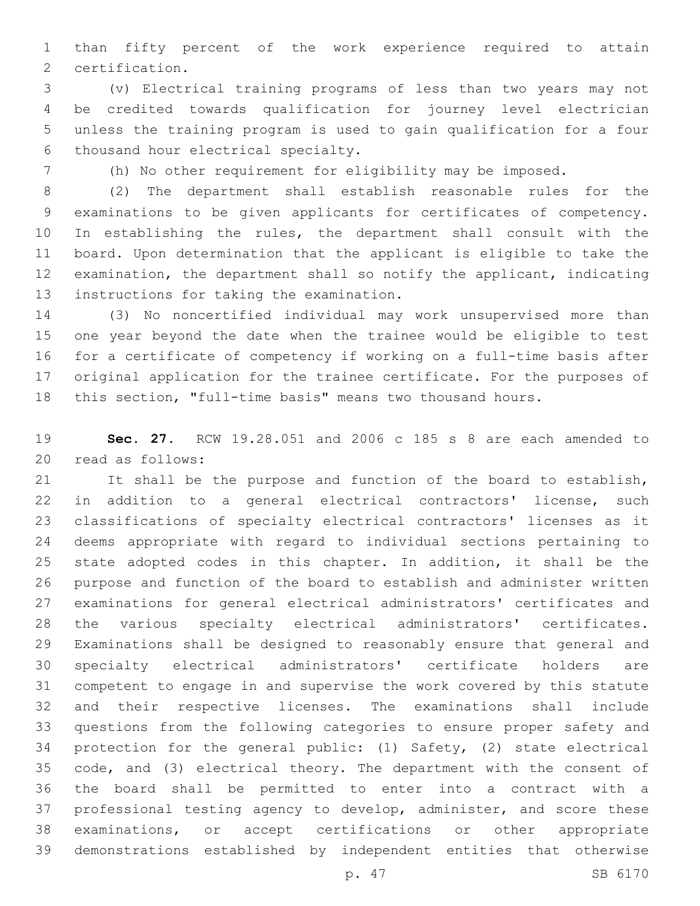than fifty percent of the work experience required to attain certification.

(v) Electrical training programs of less than two years may not be credited towards qualification for journey level electrician unless the training program is used to gain qualification for a four thousand hour electrical specialty.

(h) No other requirement for eligibility may be imposed.

(2) The department shall establish reasonable rules for the examinations to be given applicants for certificates of competency. In establishing the rules, the department shall consult with the board. Upon determination that the applicant is eligible to take the examination, the department shall so notify the applicant, indicating instructions for taking the examination.

(3) No noncertified individual may work unsupervised more than one year beyond the date when the trainee would be eligible to test for a certificate of competency if working on a full-time basis after original application for the trainee certificate. For the purposes of this section, "full-time basis" means two thousand hours.

**Sec. 27.** RCW 19.28.051 and 2006 c 185 s 8 are each amended to read as follows:

It shall be the purpose and function of the board to establish, in addition to a general electrical contractors' license, such classifications of specialty electrical contractors' licenses as it deems appropriate with regard to individual sections pertaining to state adopted codes in this chapter. In addition, it shall be the purpose and function of the board to establish and administer written examinations for general electrical administrators' certificates and the various specialty electrical administrators' certificates. Examinations shall be designed to reasonably ensure that general and specialty electrical administrators' certificate holders are competent to engage in and supervise the work covered by this statute and their respective licenses. The examinations shall include questions from the following categories to ensure proper safety and protection for the general public: (1) Safety, (2) state electrical code, and (3) electrical theory. The department with the consent of the board shall be permitted to enter into a contract with a professional testing agency to develop, administer, and score these examinations, or accept certifications or other appropriate demonstrations established by independent entities that otherwise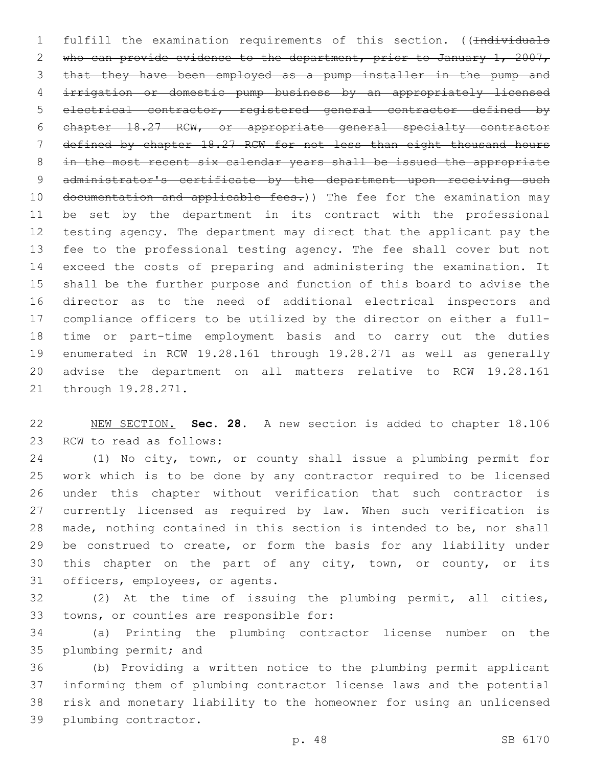fulfill the examination requirements of this section. ((~~Individuals who can provide evidence to the department, prior to January 1, 2007, that they have been employed as a pump installer in the pump and irrigation or domestic pump business by an appropriately licensed electrical contractor, registered general contractor defined by chapter 18.27 RCW, or appropriate general specialty contractor defined by chapter 18.27 RCW for not less than eight thousand hours in the most recent six calendar years shall be issued the appropriate administrator's certificate by the department upon receiving such documentation and applicable fees.~~)) The fee for the examination may be set by the department in its contract with the professional testing agency. The department may direct that the applicant pay the fee to the professional testing agency. The fee shall cover but not exceed the costs of preparing and administering the examination. It shall be the further purpose and function of this board to advise the director as to the need of additional electrical inspectors and compliance officers to be utilized by the director on either a full-time or part-time employment basis and to carry out the duties enumerated in RCW 19.28.161 through 19.28.271 as well as generally advise the department on all matters relative to RCW 19.28.161 through 19.28.271.

NEW SECTION. **Sec. 28.** A new section is added to chapter 18.106 RCW to read as follows:

(1) No city, town, or county shall issue a plumbing permit for work which is to be done by any contractor required to be licensed under this chapter without verification that such contractor is currently licensed as required by law. When such verification is made, nothing contained in this section is intended to be, nor shall be construed to create, or form the basis for any liability under this chapter on the part of any city, town, or county, or its officers, employees, or agents.

(2) At the time of issuing the plumbing permit, all cities, towns, or counties are responsible for:

(a) Printing the plumbing contractor license number on the plumbing permit; and

(b) Providing a written notice to the plumbing permit applicant informing them of plumbing contractor license laws and the potential risk and monetary liability to the homeowner for using an unlicensed plumbing contractor.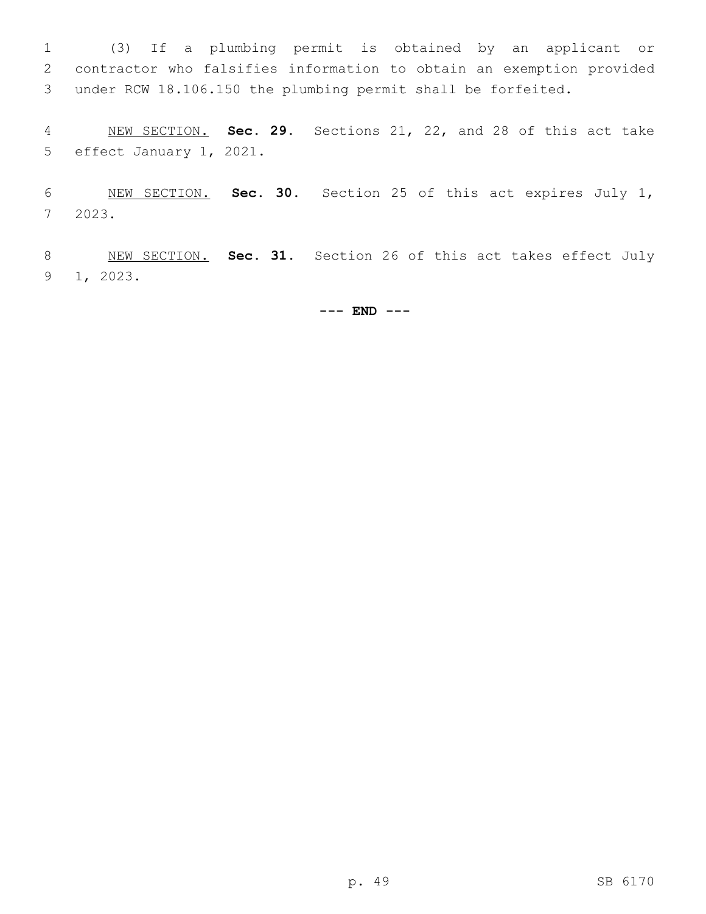(3) If a plumbing permit is obtained by an applicant or contractor who falsifies information to obtain an exemption provided under RCW 18.106.150 the plumbing permit shall be forfeited.

NEW SECTION. **Sec. 29.** Sections 21, 22, and 28 of this act take effect January 1, 2021.

NEW SECTION. **Sec. 30.** Section 25 of this act expires July 1, 2023.

NEW SECTION. **Sec. 31.** Section 26 of this act takes effect July 1, 2023.

**--- END ---**